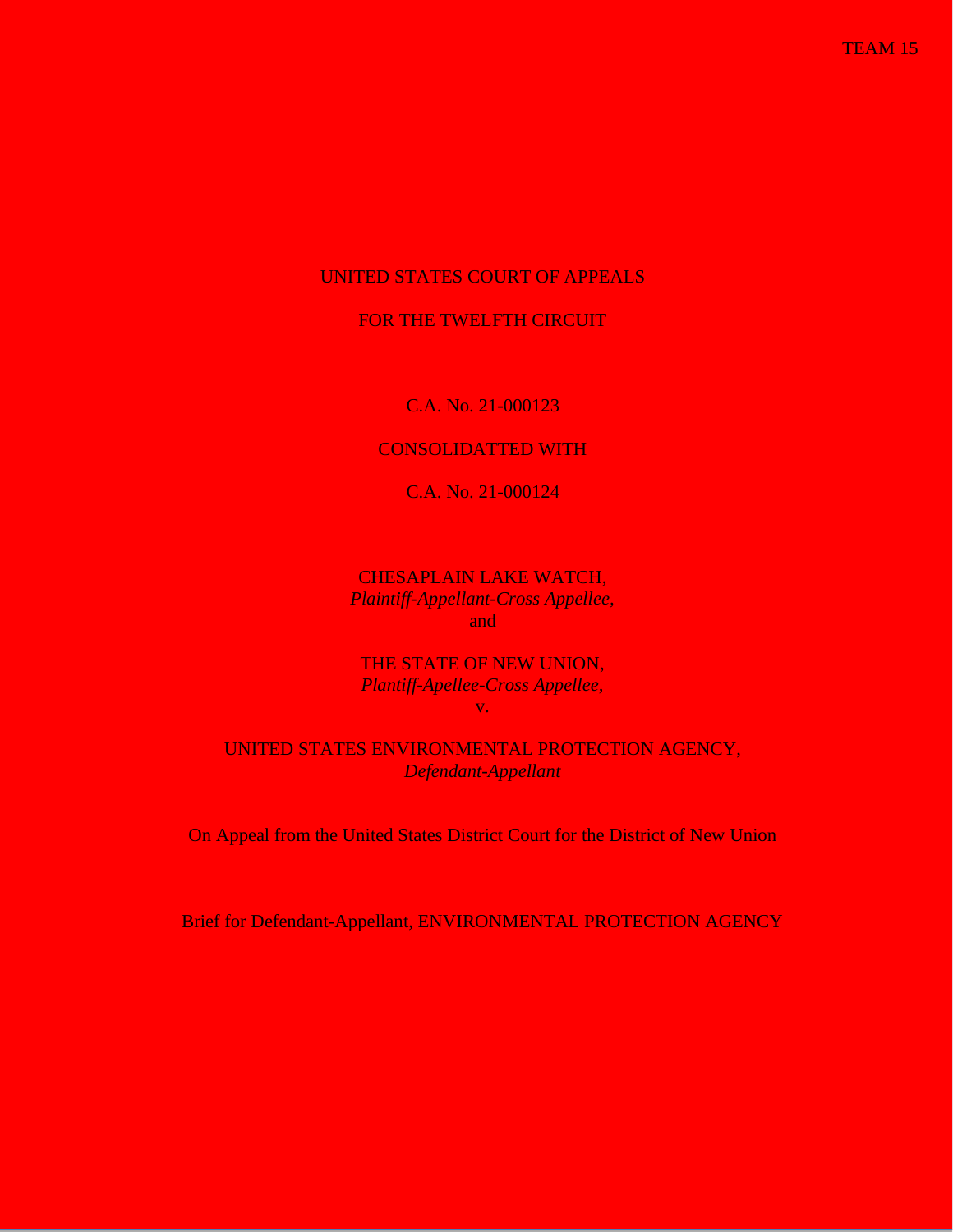TEAM 15

UNITED STATES COURT OF APPEALS

FOR THE TWELFTH CIRCUIT

C.A. No. 21-000123

CONSOLIDATTED WITH

C.A. No. 21-000124

CHESAPLAIN LAKE WATCH,
*Plaintiff-Appellant-Cross Appellee,*
and

THE STATE OF NEW UNION,
*Plantiff-Apellee-Cross Appellee,*
v.

UNITED STATES ENVIRONMENTAL PROTECTION AGENCY,
*Defendant-Appellant*

On Appeal from the United States District Court for the District of New Union

Brief for Defendant-Appellant, ENVIRONMENTAL PROTECTION AGENCY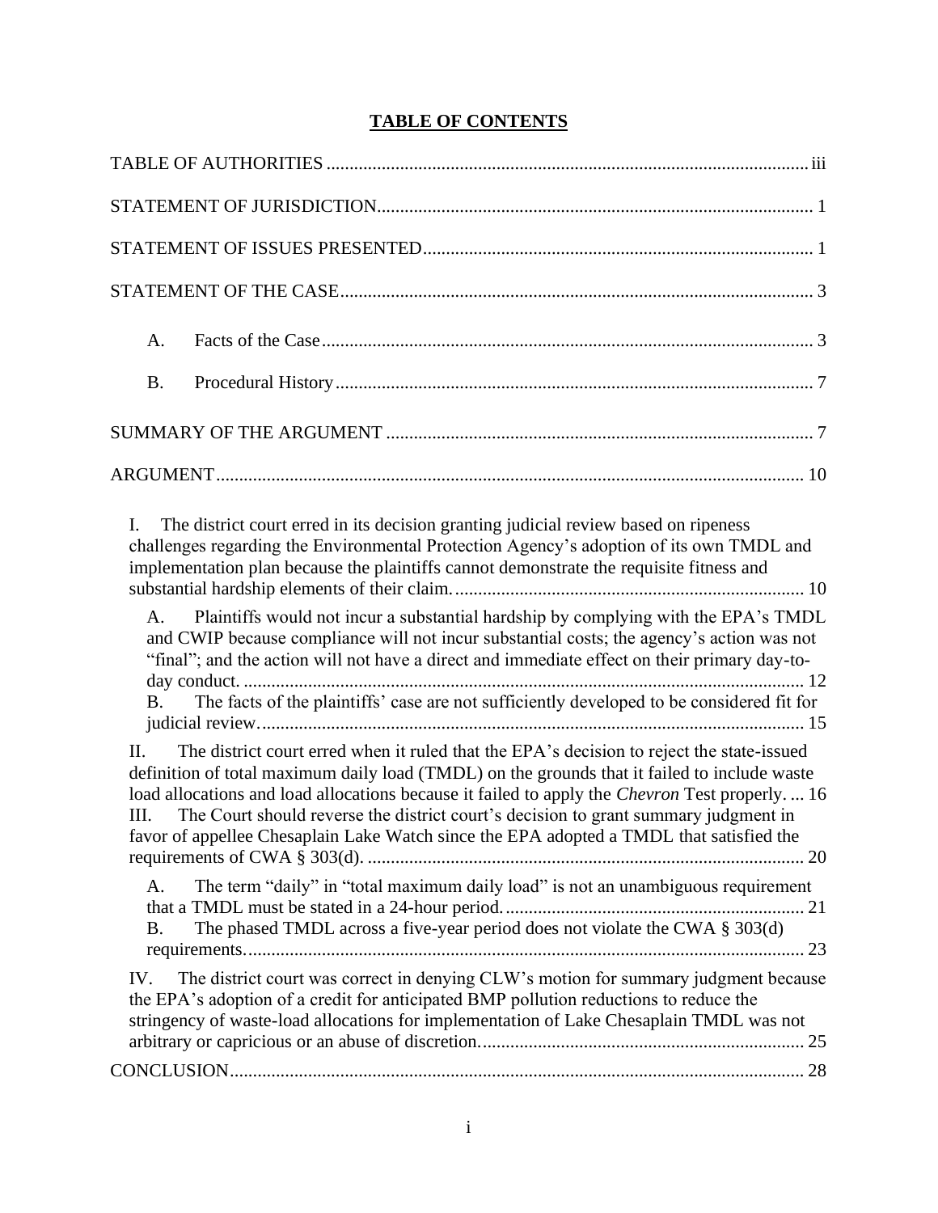# TABLE OF CONTENTS

TABLE OF AUTHORITIES ........................................................................................................ iii

STATEMENT OF JURISDICTION............................................................................................. 1

STATEMENT OF ISSUES PRESENTED.................................................................................... 1

STATEMENT OF THE CASE...................................................................................................... 3

A. Facts of the Case......................................................................................................... 3

B. Procedural History....................................................................................................... 7

SUMMARY OF THE ARGUMENT ............................................................................................ 7

ARGUMENT.............................................................................................................................. 10

I. The district court erred in its decision granting judicial review based on ripeness challenges regarding the Environmental Protection Agency's adoption of its own TMDL and implementation plan because the plaintiffs cannot demonstrate the requisite fitness and substantial hardship elements of their claim............................................................................ 10

A. Plaintiffs would not incur a substantial hardship by complying with the EPA's TMDL and CWIP because compliance will not incur substantial costs; the agency's action was not "final"; and the action will not have a direct and immediate effect on their primary day-to-day conduct. ........................................................................................................ 12

B. The facts of the plaintiffs' case are not sufficiently developed to be considered fit for judicial review..................................................................................................................... 15

II. The district court erred when it ruled that the EPA's decision to reject the state-issued definition of total maximum daily load (TMDL) on the grounds that it failed to include waste load allocations and load allocations because it failed to apply the *Chevron* Test properly. ... 16

III. The Court should reverse the district court's decision to grant summary judgment in favor of appellee Chesaplain Lake Watch since the EPA adopted a TMDL that satisfied the requirements of CWA § 303(d). .............................................................................................. 20

A. The term "daily" in "total maximum daily load" is not an unambiguous requirement that a TMDL must be stated in a 24-hour period................................................................ 21

B. The phased TMDL across a five-year period does not violate the CWA § 303(d) requirements........................................................................................................................ 23

IV. The district court was correct in denying CLW's motion for summary judgment because the EPA's adoption of a credit for anticipated BMP pollution reductions to reduce the stringency of waste-load allocations for implementation of Lake Chesaplain TMDL was not arbitrary or capricious or an abuse of discretion...................................................................... 25

CONCLUSION............................................................................................................................ 28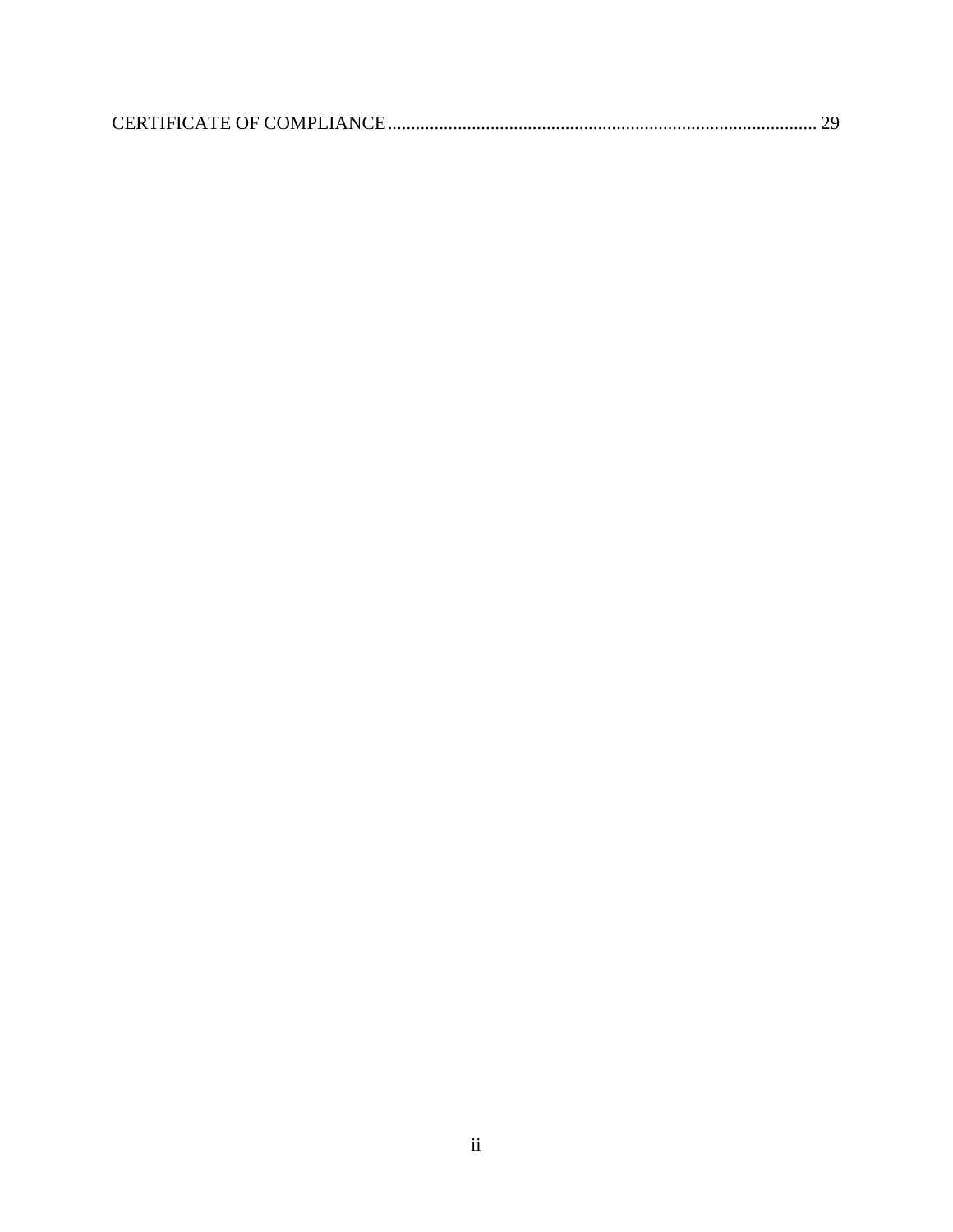CERTIFICATE OF COMPLIANCE........................................................................................... 29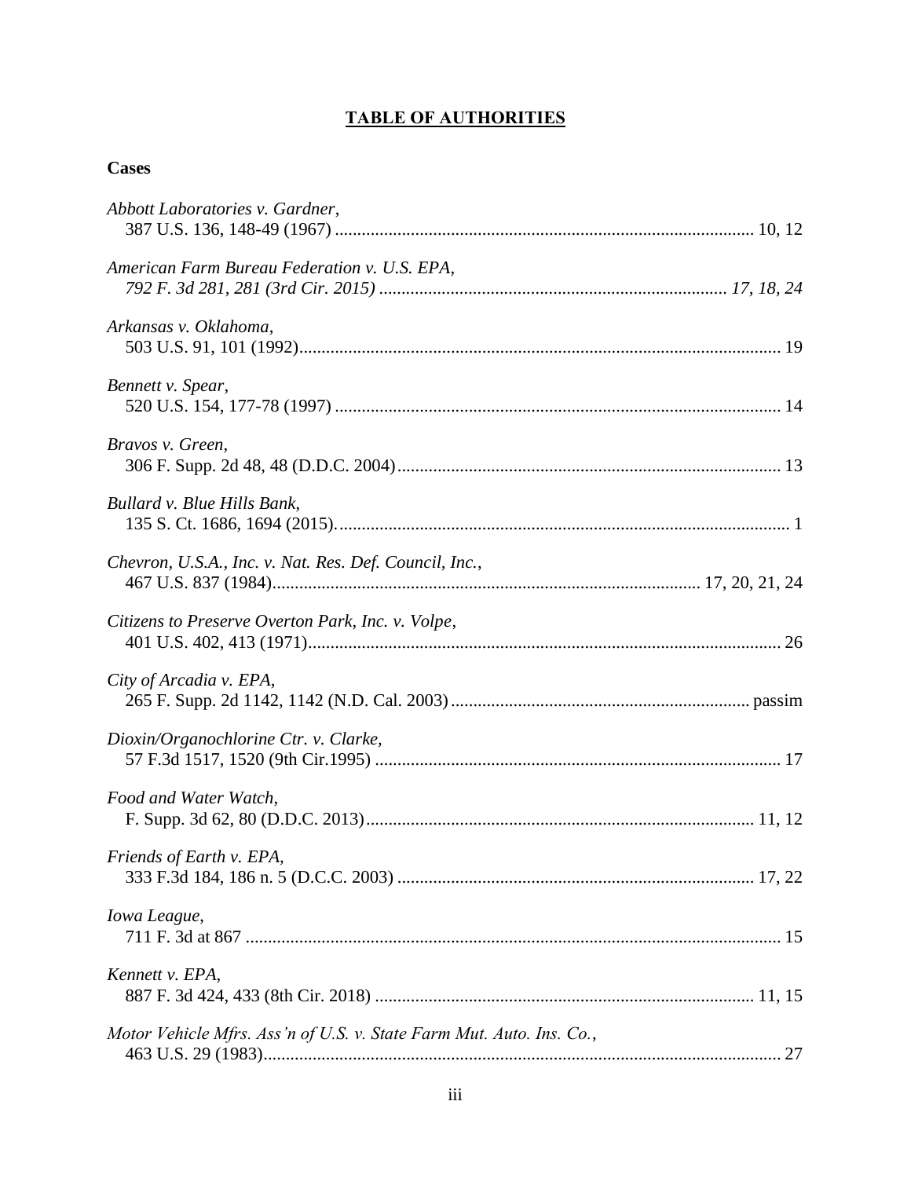# TABLE OF AUTHORITIES

## Cases

*Abbott Laboratories v. Gardner*,
387 U.S. 136, 148-49 (1967) ............................................................................................ 10, 12

*American Farm Bureau Federation v. U.S. EPA*,
*792 F. 3d 281, 281 (3rd Cir. 2015) ............................................................................ 17, 18, 24*

*Arkansas v. Oklahoma*,
503 U.S. 91, 101 (1992)........................................................................................................... 19

*Bennett v. Spear*,
520 U.S. 154, 177-78 (1997) .................................................................................................. 14

*Bravos v. Green*,
306 F. Supp. 2d 48, 48 (D.D.C. 2004)..................................................................................... 13

*Bullard v. Blue Hills Bank*,
135 S. Ct. 1686, 1694 (2015)..................................................................................................... 1

*Chevron, U.S.A., Inc. v. Nat. Res. Def. Council, Inc.*,
467 U.S. 837 (1984).............................................................................................. 17, 20, 21, 24

*Citizens to Preserve Overton Park, Inc. v. Volpe*,
401 U.S. 402, 413 (1971)......................................................................................................... 26

*City of Arcadia v. EPA*,
265 F. Supp. 2d 1142, 1142 (N.D. Cal. 2003) .................................................................. passim

*Dioxin/Organochlorine Ctr. v. Clarke*,
57 F.3d 1517, 1520 (9th Cir.1995) ......................................................................................... 17

*Food and Water Watch*,
F. Supp. 3d 62, 80 (D.D.C. 2013)...................................................................................... 11, 12

*Friends of Earth v. EPA*,
333 F.3d 184, 186 n. 5 (D.C.C. 2003) .............................................................................. 17, 22

*Iowa League*,
711 F. 3d at 867 ....................................................................................................................... 15

*Kennett v. EPA*,
887 F. 3d 424, 433 (8th Cir. 2018) .................................................................................... 11, 15

*Motor Vehicle Mfrs. Ass'n of U.S. v. State Farm Mut. Auto. Ins. Co.*,
463 U.S. 29 (1983)................................................................................................................... 27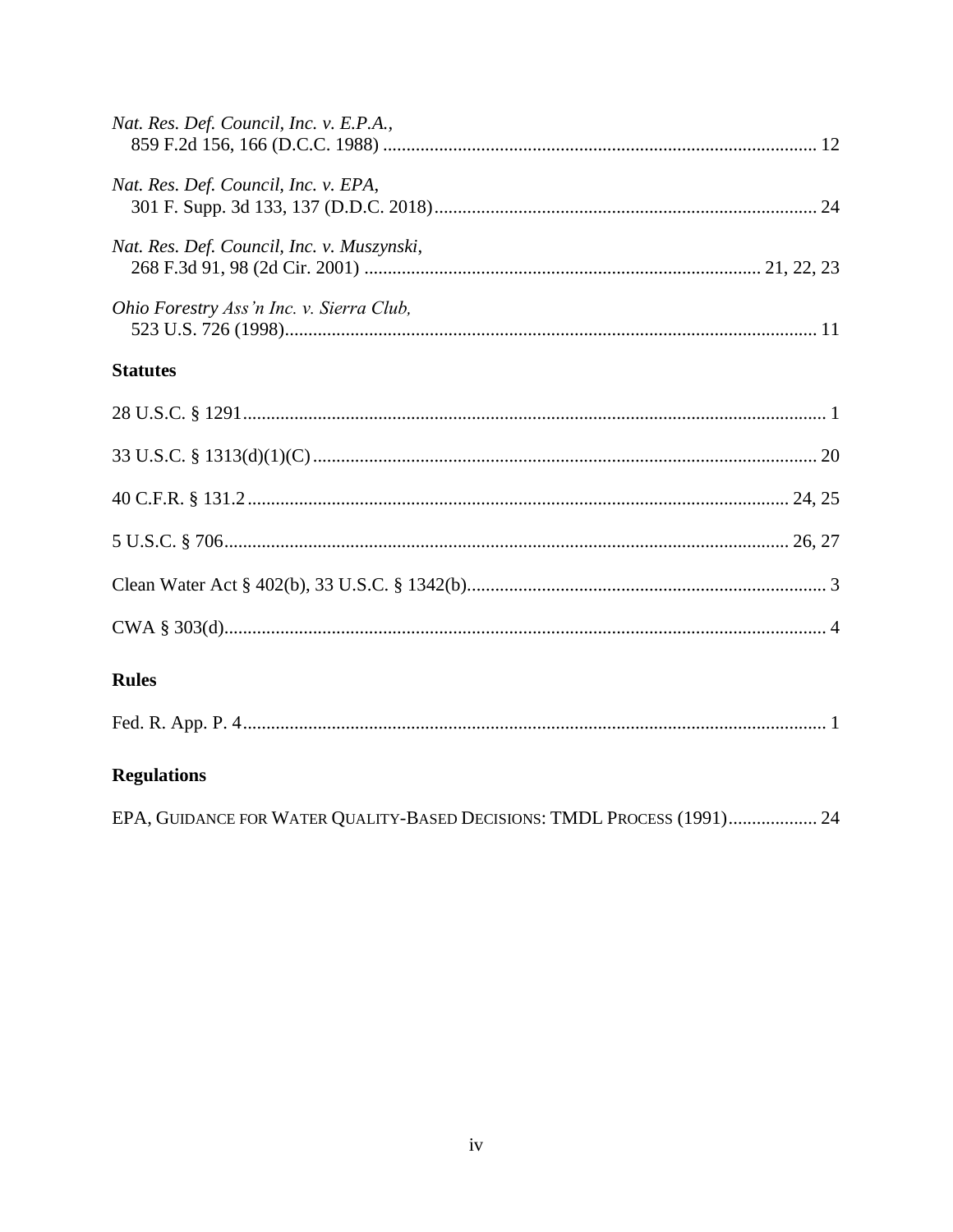*Nat. Res. Def. Council, Inc. v. E.P.A.*,
859 F.2d 156, 166 (D.C.C. 1988) .............................................................................................. 12

*Nat. Res. Def. Council, Inc. v. EPA*,
301 F. Supp. 3d 133, 137 (D.D.C. 2018)................................................................................. 24

*Nat. Res. Def. Council, Inc. v. Muszynski*,
268 F.3d 91, 98 (2d Cir. 2001) .................................................................................... 21, 22, 23

*Ohio Forestry Ass'n Inc. v. Sierra Club,*
523 U.S. 726 (1998)................................................................................................................. 11

**Statutes**

28 U.S.C. § 1291........................................................................................................................... 1

33 U.S.C. § 1313(d)(1)(C) ........................................................................................................... 20

40 C.F.R. § 131.2 ................................................................................................................... 24, 25

5 U.S.C. § 706....................................................................................................................... 26, 27

Clean Water Act § 402(b), 33 U.S.C. § 1342(b)............................................................................ 3

CWA § 303(d)................................................................................................................................ 4

**Rules**

Fed. R. App. P. 4 ........................................................................................................................... 1

**Regulations**

EPA, GUIDANCE FOR WATER QUALITY-BASED DECISIONS: TMDL PROCESS (1991)................... 24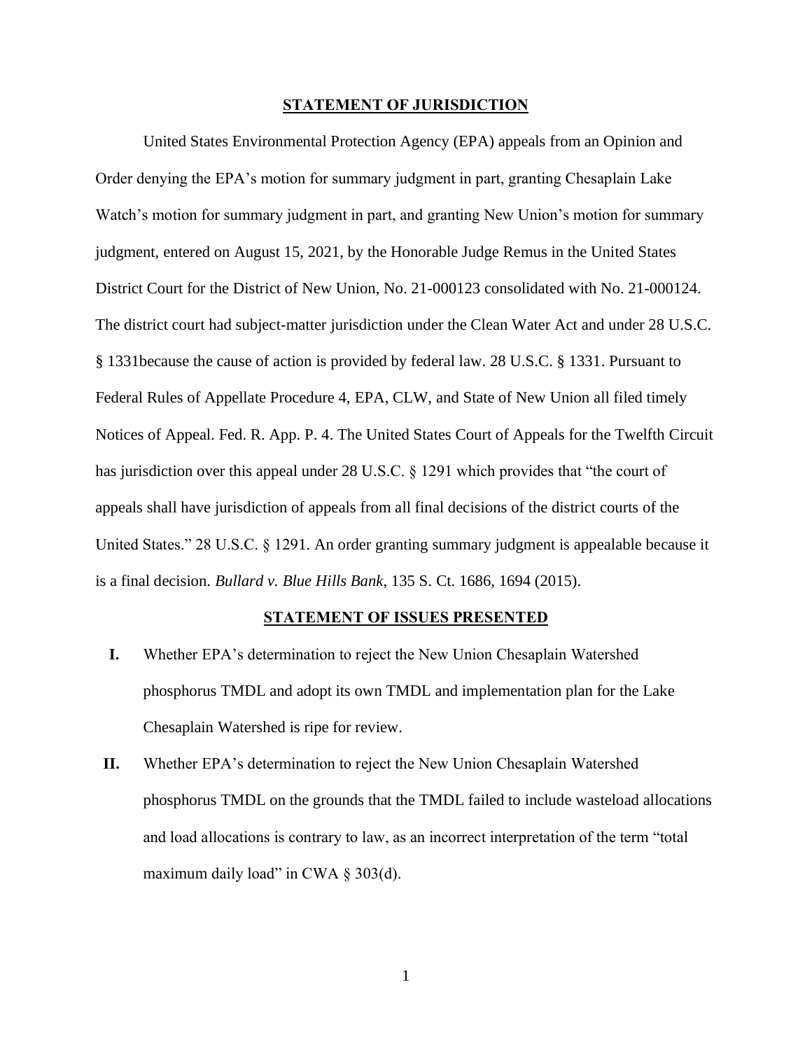## STATEMENT OF JURISDICTION

United States Environmental Protection Agency (EPA) appeals from an Opinion and Order denying the EPA's motion for summary judgment in part, granting Chesaplain Lake Watch's motion for summary judgment in part, and granting New Union's motion for summary judgment, entered on August 15, 2021, by the Honorable Judge Remus in the United States District Court for the District of New Union, No. 21-000123 consolidated with No. 21-000124. The district court had subject-matter jurisdiction under the Clean Water Act and under 28 U.S.C. § 1331because the cause of action is provided by federal law. 28 U.S.C. § 1331. Pursuant to Federal Rules of Appellate Procedure 4, EPA, CLW, and State of New Union all filed timely Notices of Appeal. Fed. R. App. P. 4. The United States Court of Appeals for the Twelfth Circuit has jurisdiction over this appeal under 28 U.S.C. § 1291 which provides that "the court of appeals shall have jurisdiction of appeals from all final decisions of the district courts of the United States." 28 U.S.C. § 1291. An order granting summary judgment is appealable because it is a final decision. *Bullard v. Blue Hills Bank*, 135 S. Ct. 1686, 1694 (2015).

## STATEMENT OF ISSUES PRESENTED

**I.** Whether EPA's determination to reject the New Union Chesaplain Watershed phosphorus TMDL and adopt its own TMDL and implementation plan for the Lake Chesaplain Watershed is ripe for review.

**II.** Whether EPA's determination to reject the New Union Chesaplain Watershed phosphorus TMDL on the grounds that the TMDL failed to include wasteload allocations and load allocations is contrary to law, as an incorrect interpretation of the term "total maximum daily load" in CWA § 303(d).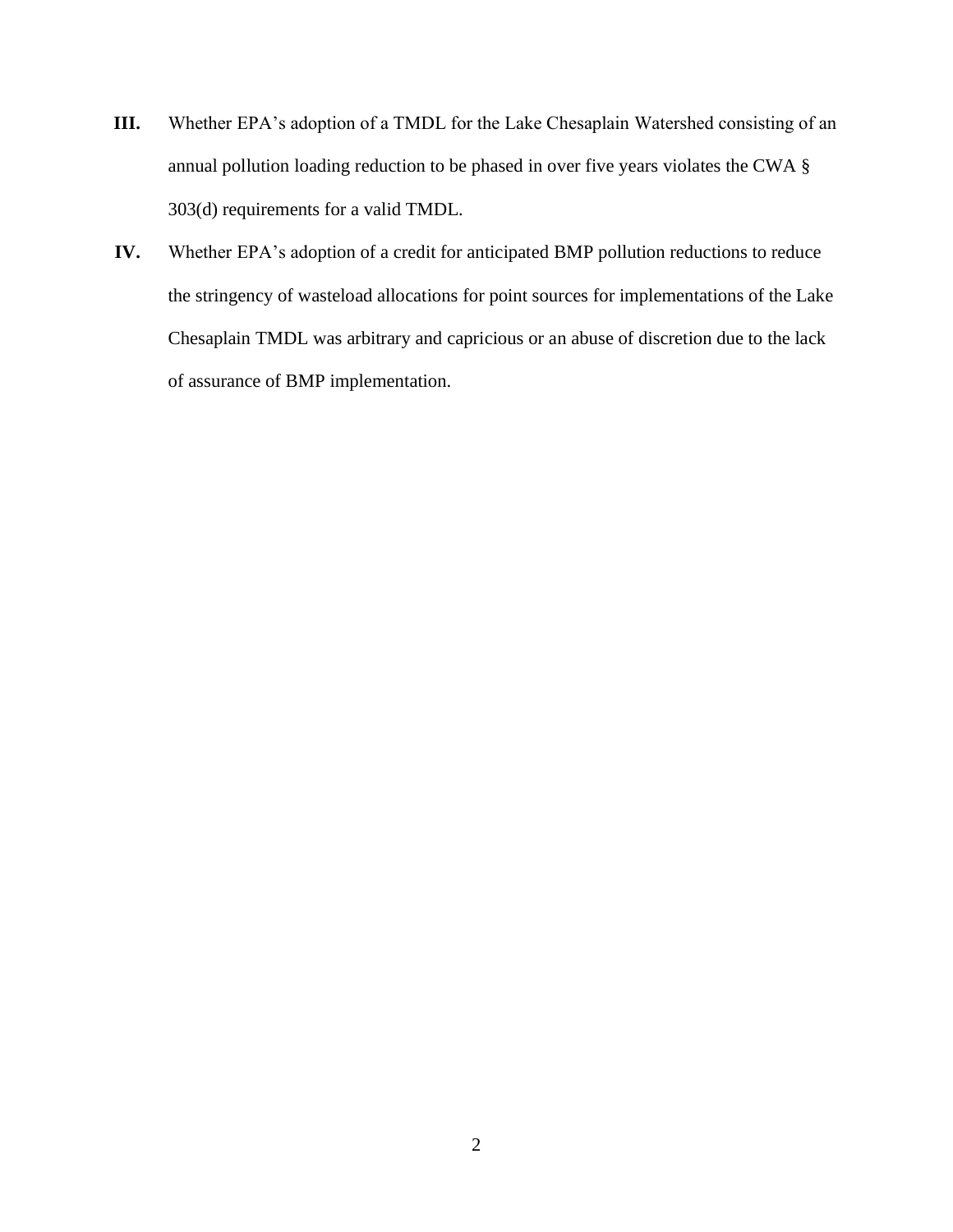**III.** Whether EPA's adoption of a TMDL for the Lake Chesaplain Watershed consisting of an annual pollution loading reduction to be phased in over five years violates the CWA § 303(d) requirements for a valid TMDL.

**IV.** Whether EPA's adoption of a credit for anticipated BMP pollution reductions to reduce the stringency of wasteload allocations for point sources for implementations of the Lake Chesaplain TMDL was arbitrary and capricious or an abuse of discretion due to the lack of assurance of BMP implementation.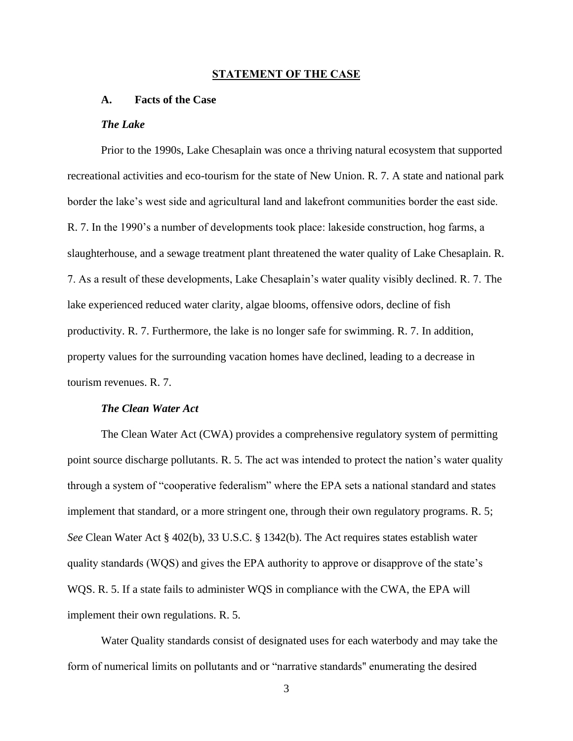## STATEMENT OF THE CASE

### A. Facts of the Case

***The Lake***

Prior to the 1990s, Lake Chesaplain was once a thriving natural ecosystem that supported recreational activities and eco-tourism for the state of New Union. R. 7. A state and national park border the lake's west side and agricultural land and lakefront communities border the east side. R. 7. In the 1990's a number of developments took place: lakeside construction, hog farms, a slaughterhouse, and a sewage treatment plant threatened the water quality of Lake Chesaplain. R. 7. As a result of these developments, Lake Chesaplain's water quality visibly declined. R. 7. The lake experienced reduced water clarity, algae blooms, offensive odors, decline of fish productivity. R. 7. Furthermore, the lake is no longer safe for swimming. R. 7. In addition, property values for the surrounding vacation homes have declined, leading to a decrease in tourism revenues. R. 7.

***The Clean Water Act***

The Clean Water Act (CWA) provides a comprehensive regulatory system of permitting point source discharge pollutants. R. 5. The act was intended to protect the nation's water quality through a system of "cooperative federalism" where the EPA sets a national standard and states implement that standard, or a more stringent one, through their own regulatory programs. R. 5; *See* Clean Water Act § 402(b), 33 U.S.C. § 1342(b). The Act requires states establish water quality standards (WQS) and gives the EPA authority to approve or disapprove of the state's WQS. R. 5. If a state fails to administer WQS in compliance with the CWA, the EPA will implement their own regulations. R. 5.

Water Quality standards consist of designated uses for each waterbody and may take the form of numerical limits on pollutants and or "narrative standards" enumerating the desired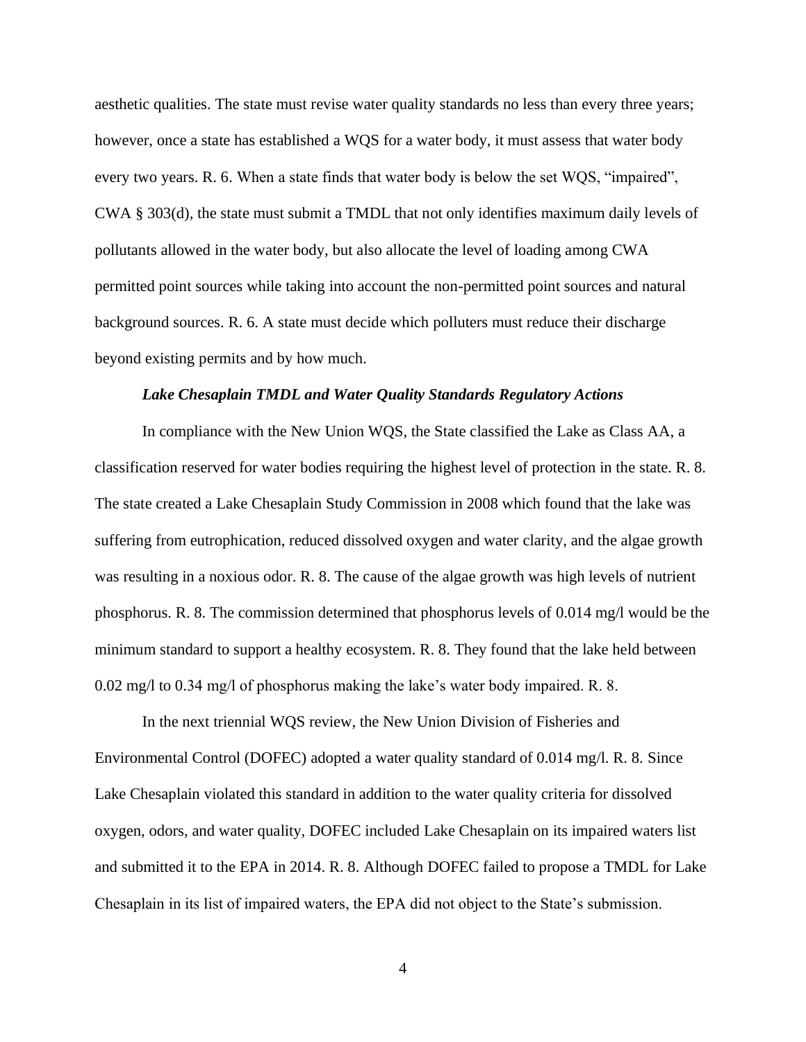aesthetic qualities. The state must revise water quality standards no less than every three years; however, once a state has established a WQS for a water body, it must assess that water body every two years. R. 6. When a state finds that water body is below the set WQS, "impaired", CWA § 303(d), the state must submit a TMDL that not only identifies maximum daily levels of pollutants allowed in the water body, but also allocate the level of loading among CWA permitted point sources while taking into account the non-permitted point sources and natural background sources. R. 6. A state must decide which polluters must reduce their discharge beyond existing permits and by how much.

***Lake Chesaplain TMDL and Water Quality Standards Regulatory Actions***

In compliance with the New Union WQS, the State classified the Lake as Class AA, a classification reserved for water bodies requiring the highest level of protection in the state. R. 8. The state created a Lake Chesaplain Study Commission in 2008 which found that the lake was suffering from eutrophication, reduced dissolved oxygen and water clarity, and the algae growth was resulting in a noxious odor. R. 8. The cause of the algae growth was high levels of nutrient phosphorus. R. 8. The commission determined that phosphorus levels of 0.014 mg/l would be the minimum standard to support a healthy ecosystem. R. 8. They found that the lake held between 0.02 mg/l to 0.34 mg/l of phosphorus making the lake's water body impaired. R. 8.

In the next triennial WQS review, the New Union Division of Fisheries and Environmental Control (DOFEC) adopted a water quality standard of 0.014 mg/l. R. 8. Since Lake Chesaplain violated this standard in addition to the water quality criteria for dissolved oxygen, odors, and water quality, DOFEC included Lake Chesaplain on its impaired waters list and submitted it to the EPA in 2014. R. 8. Although DOFEC failed to propose a TMDL for Lake Chesaplain in its list of impaired waters, the EPA did not object to the State's submission.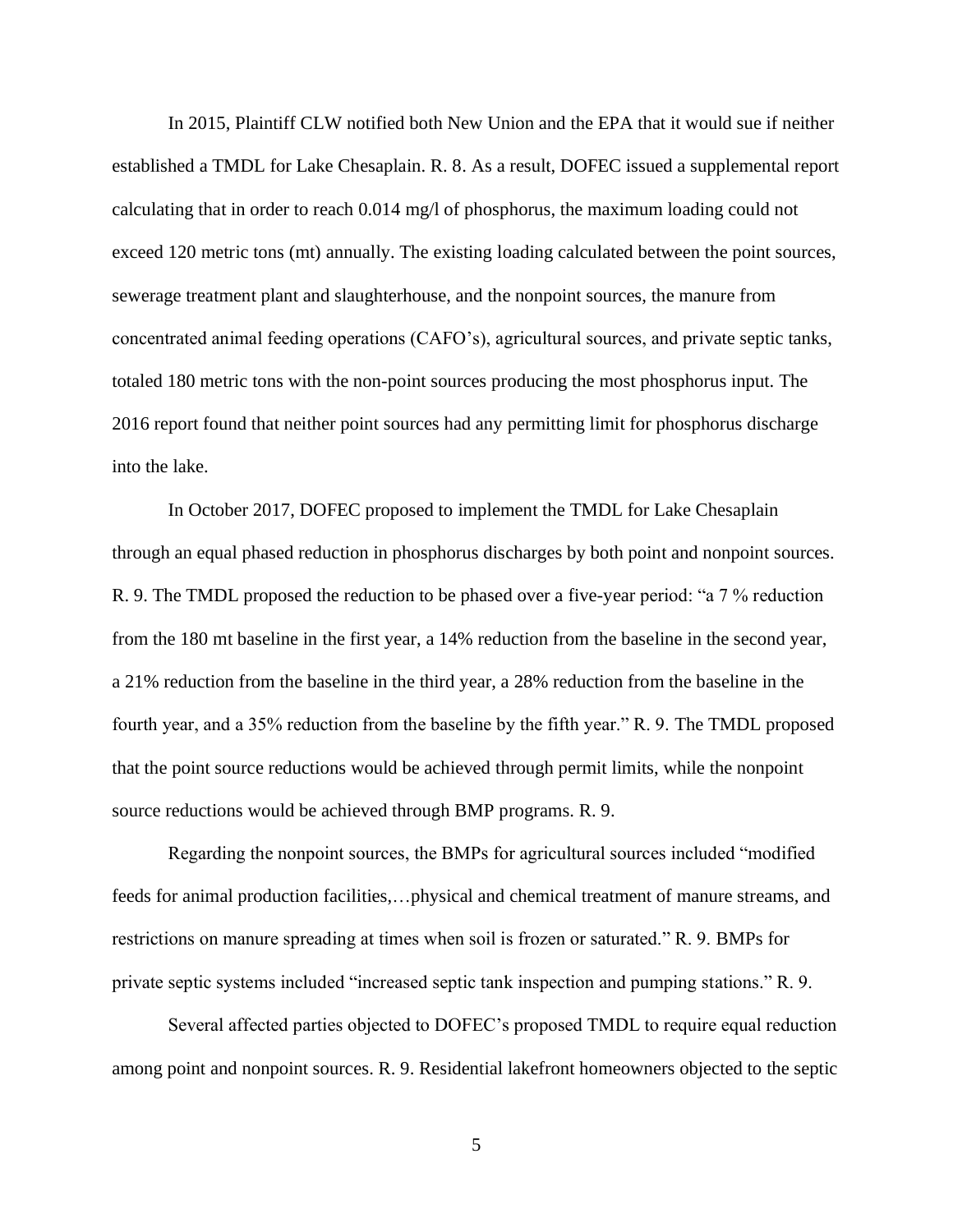In 2015, Plaintiff CLW notified both New Union and the EPA that it would sue if neither established a TMDL for Lake Chesaplain. R. 8. As a result, DOFEC issued a supplemental report calculating that in order to reach 0.014 mg/l of phosphorus, the maximum loading could not exceed 120 metric tons (mt) annually. The existing loading calculated between the point sources, sewerage treatment plant and slaughterhouse, and the nonpoint sources, the manure from concentrated animal feeding operations (CAFO's), agricultural sources, and private septic tanks, totaled 180 metric tons with the non-point sources producing the most phosphorus input. The 2016 report found that neither point sources had any permitting limit for phosphorus discharge into the lake.

In October 2017, DOFEC proposed to implement the TMDL for Lake Chesaplain through an equal phased reduction in phosphorus discharges by both point and nonpoint sources. R. 9. The TMDL proposed the reduction to be phased over a five-year period: "a 7 % reduction from the 180 mt baseline in the first year, a 14% reduction from the baseline in the second year, a 21% reduction from the baseline in the third year, a 28% reduction from the baseline in the fourth year, and a 35% reduction from the baseline by the fifth year." R. 9. The TMDL proposed that the point source reductions would be achieved through permit limits, while the nonpoint source reductions would be achieved through BMP programs. R. 9.

Regarding the nonpoint sources, the BMPs for agricultural sources included "modified feeds for animal production facilities,…physical and chemical treatment of manure streams, and restrictions on manure spreading at times when soil is frozen or saturated." R. 9. BMPs for private septic systems included "increased septic tank inspection and pumping stations." R. 9.

Several affected parties objected to DOFEC's proposed TMDL to require equal reduction among point and nonpoint sources. R. 9. Residential lakefront homeowners objected to the septic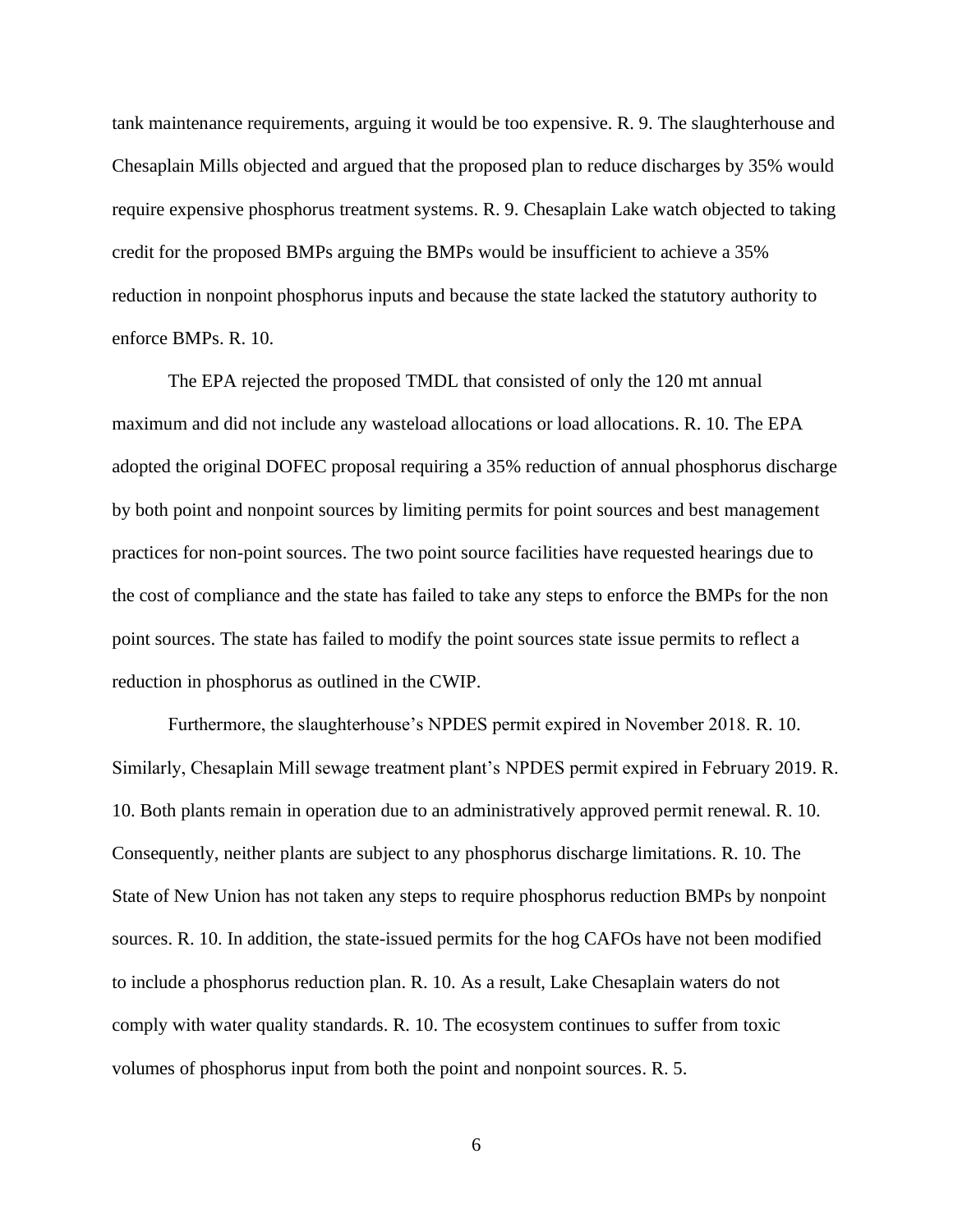tank maintenance requirements, arguing it would be too expensive. R. 9. The slaughterhouse and Chesaplain Mills objected and argued that the proposed plan to reduce discharges by 35% would require expensive phosphorus treatment systems. R. 9. Chesaplain Lake watch objected to taking credit for the proposed BMPs arguing the BMPs would be insufficient to achieve a 35% reduction in nonpoint phosphorus inputs and because the state lacked the statutory authority to enforce BMPs. R. 10.

The EPA rejected the proposed TMDL that consisted of only the 120 mt annual maximum and did not include any wasteload allocations or load allocations. R. 10. The EPA adopted the original DOFEC proposal requiring a 35% reduction of annual phosphorus discharge by both point and nonpoint sources by limiting permits for point sources and best management practices for non-point sources. The two point source facilities have requested hearings due to the cost of compliance and the state has failed to take any steps to enforce the BMPs for the non point sources. The state has failed to modify the point sources state issue permits to reflect a reduction in phosphorus as outlined in the CWIP.

Furthermore, the slaughterhouse's NPDES permit expired in November 2018. R. 10. Similarly, Chesaplain Mill sewage treatment plant's NPDES permit expired in February 2019. R. 10. Both plants remain in operation due to an administratively approved permit renewal. R. 10. Consequently, neither plants are subject to any phosphorus discharge limitations. R. 10. The State of New Union has not taken any steps to require phosphorus reduction BMPs by nonpoint sources. R. 10. In addition, the state-issued permits for the hog CAFOs have not been modified to include a phosphorus reduction plan. R. 10. As a result, Lake Chesaplain waters do not comply with water quality standards. R. 10. The ecosystem continues to suffer from toxic volumes of phosphorus input from both the point and nonpoint sources. R. 5.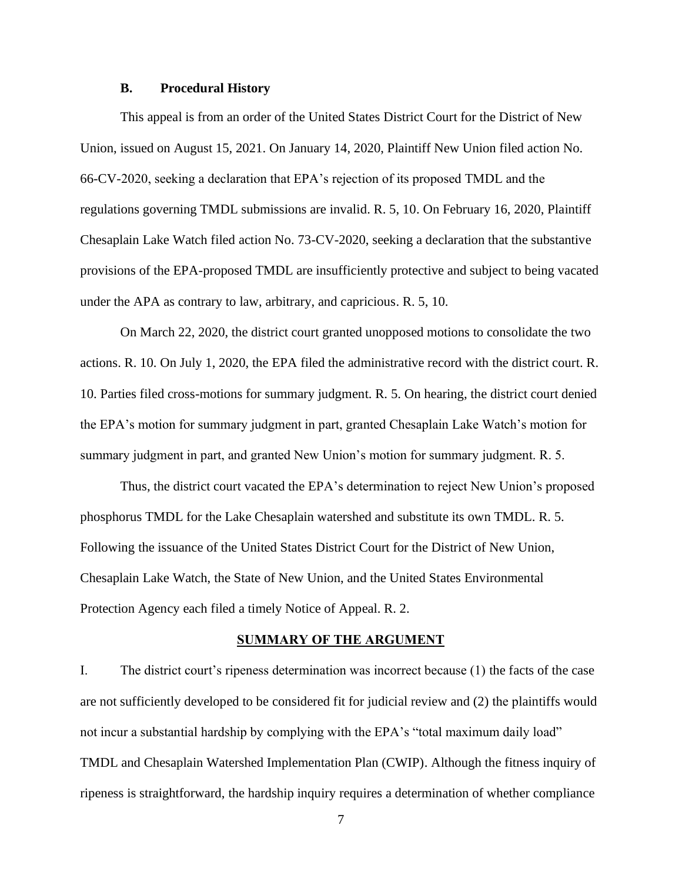### B. Procedural History

This appeal is from an order of the United States District Court for the District of New Union, issued on August 15, 2021. On January 14, 2020, Plaintiff New Union filed action No. 66-CV-2020, seeking a declaration that EPA's rejection of its proposed TMDL and the regulations governing TMDL submissions are invalid. R. 5, 10. On February 16, 2020, Plaintiff Chesaplain Lake Watch filed action No. 73-CV-2020, seeking a declaration that the substantive provisions of the EPA-proposed TMDL are insufficiently protective and subject to being vacated under the APA as contrary to law, arbitrary, and capricious. R. 5, 10.

On March 22, 2020, the district court granted unopposed motions to consolidate the two actions. R. 10. On July 1, 2020, the EPA filed the administrative record with the district court. R. 10. Parties filed cross-motions for summary judgment. R. 5. On hearing, the district court denied the EPA's motion for summary judgment in part, granted Chesaplain Lake Watch's motion for summary judgment in part, and granted New Union's motion for summary judgment. R. 5.

Thus, the district court vacated the EPA's determination to reject New Union's proposed phosphorus TMDL for the Lake Chesaplain watershed and substitute its own TMDL. R. 5. Following the issuance of the United States District Court for the District of New Union, Chesaplain Lake Watch, the State of New Union, and the United States Environmental Protection Agency each filed a timely Notice of Appeal. R. 2.

## SUMMARY OF THE ARGUMENT

I. The district court's ripeness determination was incorrect because (1) the facts of the case are not sufficiently developed to be considered fit for judicial review and (2) the plaintiffs would not incur a substantial hardship by complying with the EPA's "total maximum daily load" TMDL and Chesaplain Watershed Implementation Plan (CWIP). Although the fitness inquiry of ripeness is straightforward, the hardship inquiry requires a determination of whether compliance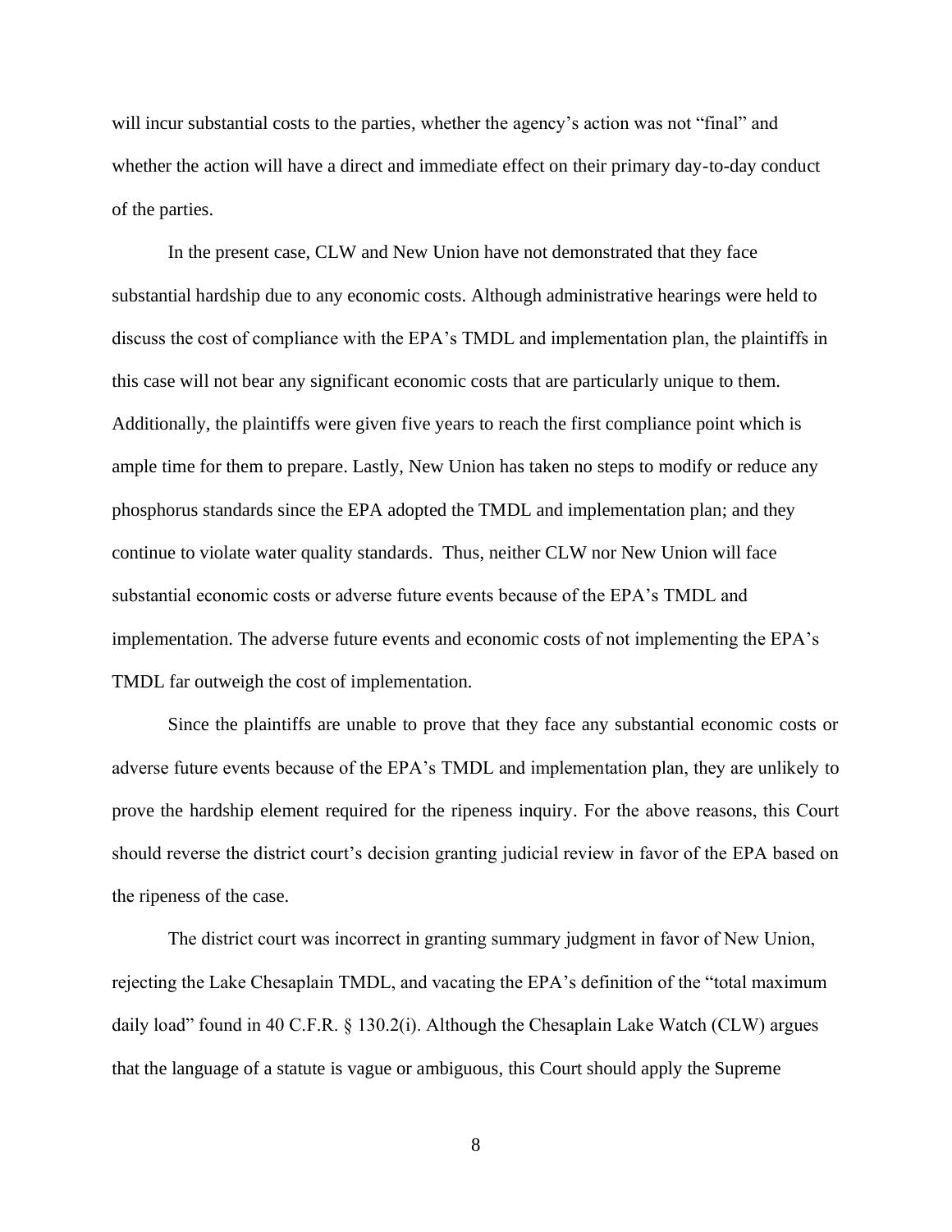will incur substantial costs to the parties, whether the agency's action was not "final" and whether the action will have a direct and immediate effect on their primary day-to-day conduct of the parties.

In the present case, CLW and New Union have not demonstrated that they face substantial hardship due to any economic costs. Although administrative hearings were held to discuss the cost of compliance with the EPA's TMDL and implementation plan, the plaintiffs in this case will not bear any significant economic costs that are particularly unique to them. Additionally, the plaintiffs were given five years to reach the first compliance point which is ample time for them to prepare. Lastly, New Union has taken no steps to modify or reduce any phosphorus standards since the EPA adopted the TMDL and implementation plan; and they continue to violate water quality standards. Thus, neither CLW nor New Union will face substantial economic costs or adverse future events because of the EPA's TMDL and implementation. The adverse future events and economic costs of not implementing the EPA's TMDL far outweigh the cost of implementation.

Since the plaintiffs are unable to prove that they face any substantial economic costs or adverse future events because of the EPA's TMDL and implementation plan, they are unlikely to prove the hardship element required for the ripeness inquiry. For the above reasons, this Court should reverse the district court's decision granting judicial review in favor of the EPA based on the ripeness of the case.

The district court was incorrect in granting summary judgment in favor of New Union, rejecting the Lake Chesaplain TMDL, and vacating the EPA's definition of the "total maximum daily load" found in 40 C.F.R. § 130.2(i). Although the Chesaplain Lake Watch (CLW) argues that the language of a statute is vague or ambiguous, this Court should apply the Supreme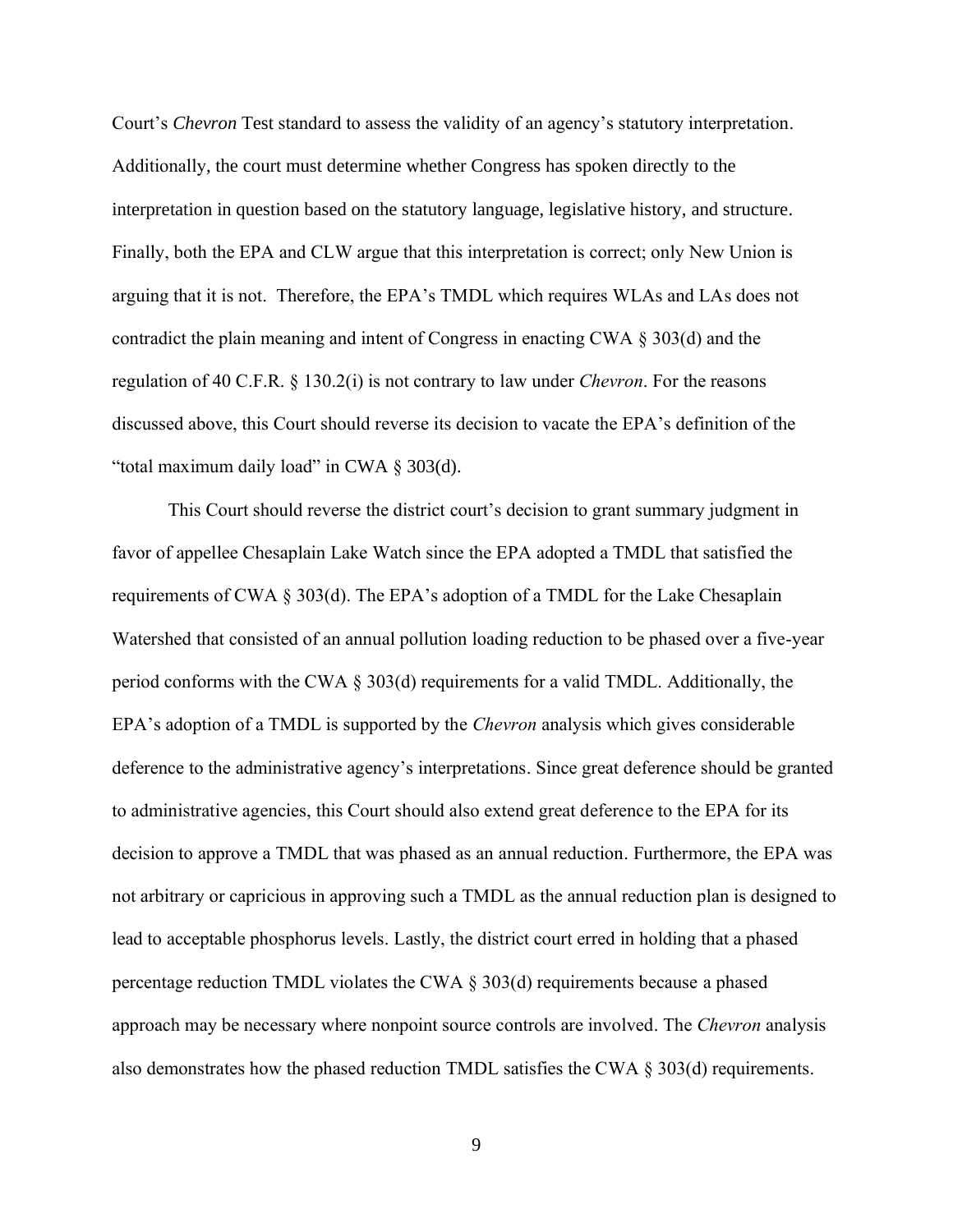Court's *Chevron* Test standard to assess the validity of an agency's statutory interpretation. Additionally, the court must determine whether Congress has spoken directly to the interpretation in question based on the statutory language, legislative history, and structure. Finally, both the EPA and CLW argue that this interpretation is correct; only New Union is arguing that it is not. Therefore, the EPA's TMDL which requires WLAs and LAs does not contradict the plain meaning and intent of Congress in enacting CWA § 303(d) and the regulation of 40 C.F.R. § 130.2(i) is not contrary to law under *Chevron*. For the reasons discussed above, this Court should reverse its decision to vacate the EPA's definition of the "total maximum daily load" in CWA § 303(d).

This Court should reverse the district court's decision to grant summary judgment in favor of appellee Chesaplain Lake Watch since the EPA adopted a TMDL that satisfied the requirements of CWA § 303(d). The EPA's adoption of a TMDL for the Lake Chesaplain Watershed that consisted of an annual pollution loading reduction to be phased over a five-year period conforms with the CWA § 303(d) requirements for a valid TMDL. Additionally, the EPA's adoption of a TMDL is supported by the *Chevron* analysis which gives considerable deference to the administrative agency's interpretations. Since great deference should be granted to administrative agencies, this Court should also extend great deference to the EPA for its decision to approve a TMDL that was phased as an annual reduction. Furthermore, the EPA was not arbitrary or capricious in approving such a TMDL as the annual reduction plan is designed to lead to acceptable phosphorus levels. Lastly, the district court erred in holding that a phased percentage reduction TMDL violates the CWA § 303(d) requirements because a phased approach may be necessary where nonpoint source controls are involved. The *Chevron* analysis also demonstrates how the phased reduction TMDL satisfies the CWA § 303(d) requirements.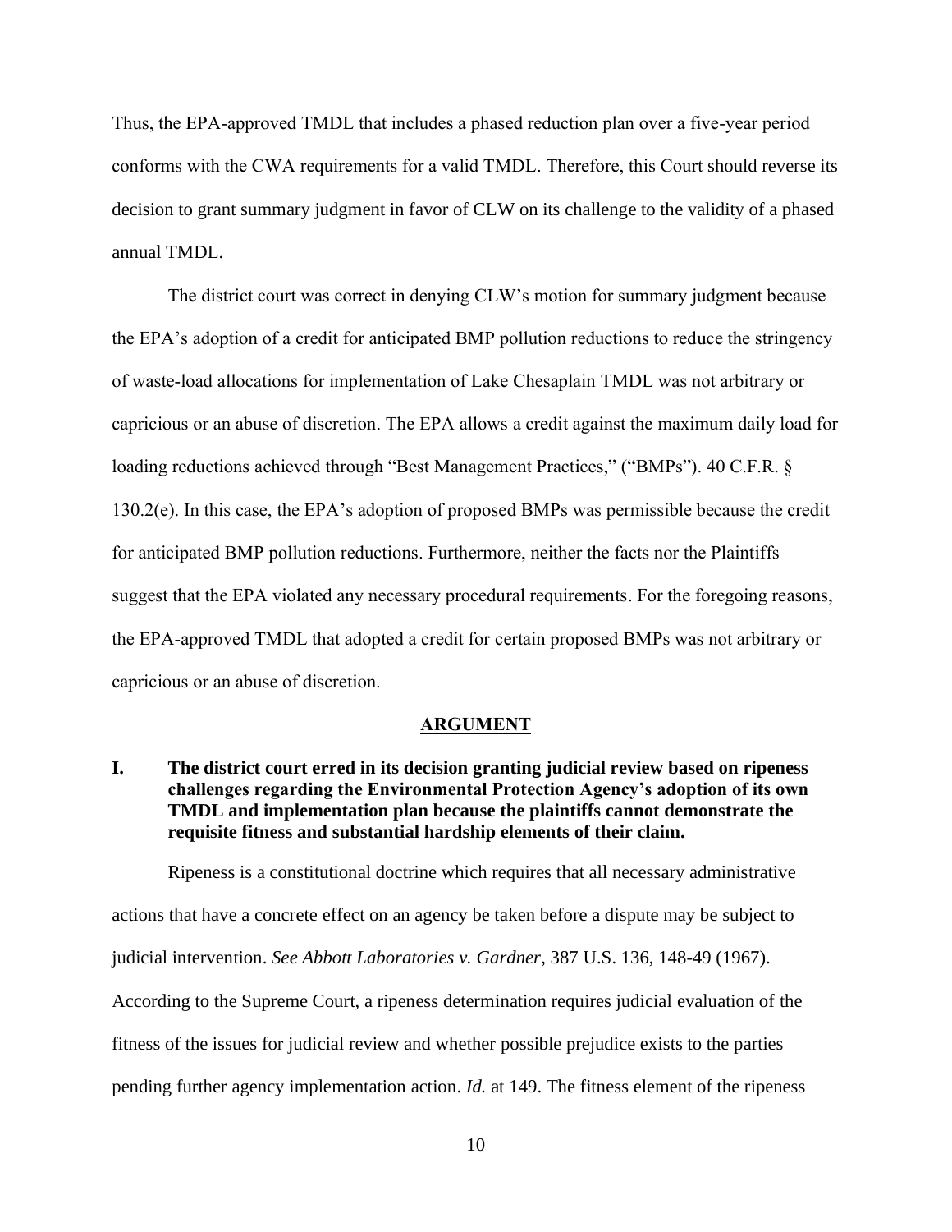Thus, the EPA-approved TMDL that includes a phased reduction plan over a five-year period conforms with the CWA requirements for a valid TMDL. Therefore, this Court should reverse its decision to grant summary judgment in favor of CLW on its challenge to the validity of a phased annual TMDL.

The district court was correct in denying CLW's motion for summary judgment because the EPA's adoption of a credit for anticipated BMP pollution reductions to reduce the stringency of waste-load allocations for implementation of Lake Chesaplain TMDL was not arbitrary or capricious or an abuse of discretion. The EPA allows a credit against the maximum daily load for loading reductions achieved through "Best Management Practices," ("BMPs"). 40 C.F.R. § 130.2(e). In this case, the EPA's adoption of proposed BMPs was permissible because the credit for anticipated BMP pollution reductions. Furthermore, neither the facts nor the Plaintiffs suggest that the EPA violated any necessary procedural requirements. For the foregoing reasons, the EPA-approved TMDL that adopted a credit for certain proposed BMPs was not arbitrary or capricious or an abuse of discretion.

## ARGUMENT

### I. The district court erred in its decision granting judicial review based on ripeness challenges regarding the Environmental Protection Agency's adoption of its own TMDL and implementation plan because the plaintiffs cannot demonstrate the requisite fitness and substantial hardship elements of their claim.

Ripeness is a constitutional doctrine which requires that all necessary administrative actions that have a concrete effect on an agency be taken before a dispute may be subject to judicial intervention. *See Abbott Laboratories v. Gardner*, 387 U.S. 136, 148-49 (1967). According to the Supreme Court, a ripeness determination requires judicial evaluation of the fitness of the issues for judicial review and whether possible prejudice exists to the parties pending further agency implementation action. *Id.* at 149. The fitness element of the ripeness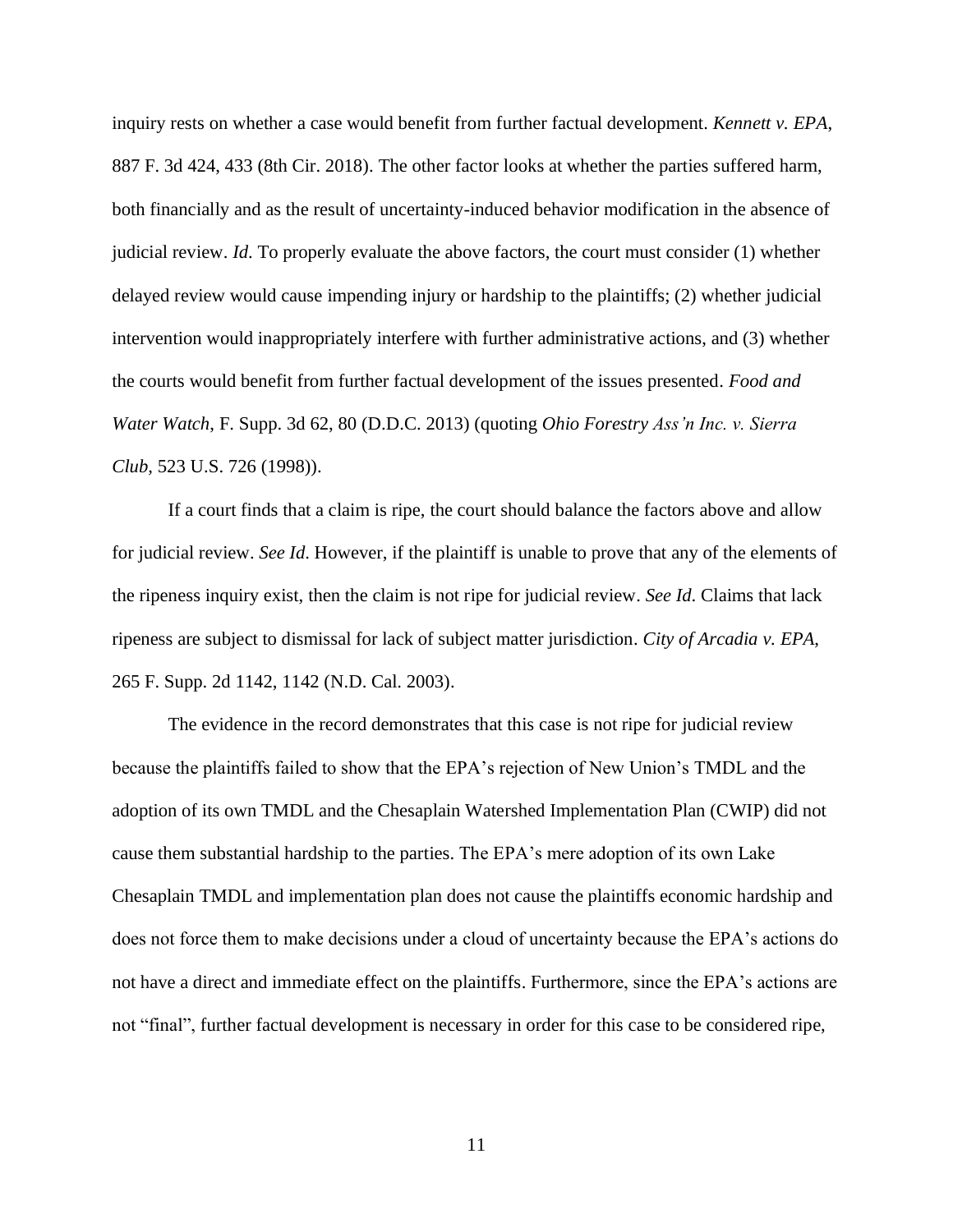inquiry rests on whether a case would benefit from further factual development. *Kennett v. EPA*, 887 F. 3d 424, 433 (8th Cir. 2018). The other factor looks at whether the parties suffered harm, both financially and as the result of uncertainty-induced behavior modification in the absence of judicial review. *Id*. To properly evaluate the above factors, the court must consider (1) whether delayed review would cause impending injury or hardship to the plaintiffs; (2) whether judicial intervention would inappropriately interfere with further administrative actions, and (3) whether the courts would benefit from further factual development of the issues presented. *Food and Water Watch*, F. Supp. 3d 62, 80 (D.D.C. 2013) (quoting *Ohio Forestry Ass'n Inc. v. Sierra Club*, 523 U.S. 726 (1998)).

If a court finds that a claim is ripe, the court should balance the factors above and allow for judicial review. *See Id*. However, if the plaintiff is unable to prove that any of the elements of the ripeness inquiry exist, then the claim is not ripe for judicial review. *See Id*. Claims that lack ripeness are subject to dismissal for lack of subject matter jurisdiction. *City of Arcadia v. EPA*, 265 F. Supp. 2d 1142, 1142 (N.D. Cal. 2003).

The evidence in the record demonstrates that this case is not ripe for judicial review because the plaintiffs failed to show that the EPA's rejection of New Union's TMDL and the adoption of its own TMDL and the Chesaplain Watershed Implementation Plan (CWIP) did not cause them substantial hardship to the parties. The EPA's mere adoption of its own Lake Chesaplain TMDL and implementation plan does not cause the plaintiffs economic hardship and does not force them to make decisions under a cloud of uncertainty because the EPA's actions do not have a direct and immediate effect on the plaintiffs. Furthermore, since the EPA's actions are not "final", further factual development is necessary in order for this case to be considered ripe,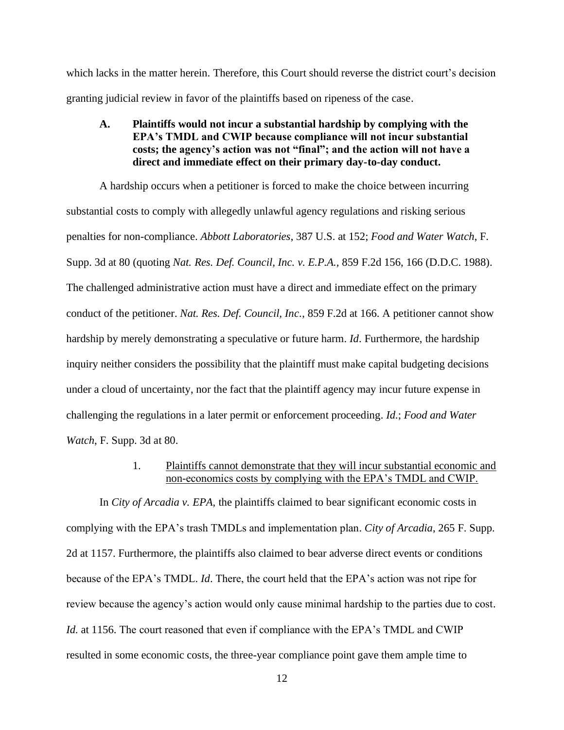which lacks in the matter herein. Therefore, this Court should reverse the district court's decision granting judicial review in favor of the plaintiffs based on ripeness of the case.

### A. Plaintiffs would not incur a substantial hardship by complying with the EPA's TMDL and CWIP because compliance will not incur substantial costs; the agency's action was not "final"; and the action will not have a direct and immediate effect on their primary day-to-day conduct.

A hardship occurs when a petitioner is forced to make the choice between incurring substantial costs to comply with allegedly unlawful agency regulations and risking serious penalties for non-compliance. *Abbott Laboratories*, 387 U.S. at 152; *Food and Water Watch*, F. Supp. 3d at 80 (quoting *Nat. Res. Def. Council, Inc. v. E.P.A.,* 859 F.2d 156, 166 (D.D.C. 1988). The challenged administrative action must have a direct and immediate effect on the primary conduct of the petitioner. *Nat. Res. Def. Council, Inc.*, 859 F.2d at 166. A petitioner cannot show hardship by merely demonstrating a speculative or future harm. *Id*. Furthermore, the hardship inquiry neither considers the possibility that the plaintiff must make capital budgeting decisions under a cloud of uncertainty, nor the fact that the plaintiff agency may incur future expense in challenging the regulations in a later permit or enforcement proceeding. *Id.*; *Food and Water Watch*, F. Supp. 3d at 80.

#### 1. <u>Plaintiffs cannot demonstrate that they will incur substantial economic and non-economics costs by complying with the EPA's TMDL and CWIP.</u>

In *City of Arcadia v. EPA*, the plaintiffs claimed to bear significant economic costs in complying with the EPA's trash TMDLs and implementation plan. *City of Arcadia*, 265 F. Supp. 2d at 1157. Furthermore, the plaintiffs also claimed to bear adverse direct events or conditions because of the EPA's TMDL. *Id*. There, the court held that the EPA's action was not ripe for review because the agency's action would only cause minimal hardship to the parties due to cost. *Id.* at 1156. The court reasoned that even if compliance with the EPA's TMDL and CWIP resulted in some economic costs, the three-year compliance point gave them ample time to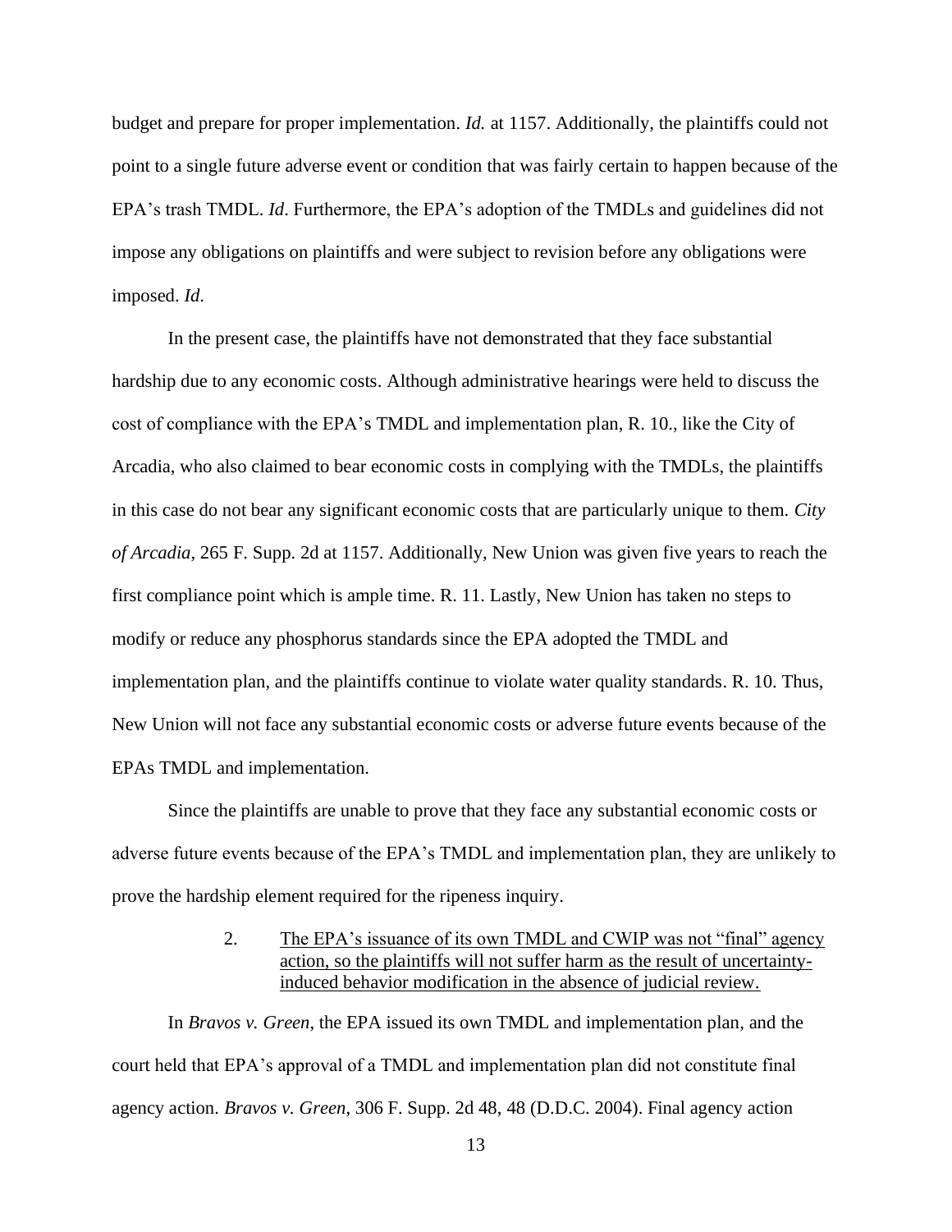budget and prepare for proper implementation. *Id.* at 1157. Additionally, the plaintiffs could not point to a single future adverse event or condition that was fairly certain to happen because of the EPA's trash TMDL. *Id*. Furthermore, the EPA's adoption of the TMDLs and guidelines did not impose any obligations on plaintiffs and were subject to revision before any obligations were imposed. *Id*.

In the present case, the plaintiffs have not demonstrated that they face substantial hardship due to any economic costs. Although administrative hearings were held to discuss the cost of compliance with the EPA's TMDL and implementation plan, R. 10., like the City of Arcadia, who also claimed to bear economic costs in complying with the TMDLs, the plaintiffs in this case do not bear any significant economic costs that are particularly unique to them. *City of Arcadia*, 265 F. Supp. 2d at 1157. Additionally, New Union was given five years to reach the first compliance point which is ample time. R. 11. Lastly, New Union has taken no steps to modify or reduce any phosphorus standards since the EPA adopted the TMDL and implementation plan, and the plaintiffs continue to violate water quality standards. R. 10. Thus, New Union will not face any substantial economic costs or adverse future events because of the EPAs TMDL and implementation.

Since the plaintiffs are unable to prove that they face any substantial economic costs or adverse future events because of the EPA's TMDL and implementation plan, they are unlikely to prove the hardship element required for the ripeness inquiry.

2. <u>The EPA's issuance of its own TMDL and CWIP was not "final" agency action, so the plaintiffs will not suffer harm as the result of uncertainty-induced behavior modification in the absence of judicial review.</u>

In *Bravos v. Green*, the EPA issued its own TMDL and implementation plan, and the court held that EPA's approval of a TMDL and implementation plan did not constitute final agency action. *Bravos v. Green*, 306 F. Supp. 2d 48, 48 (D.D.C. 2004). Final agency action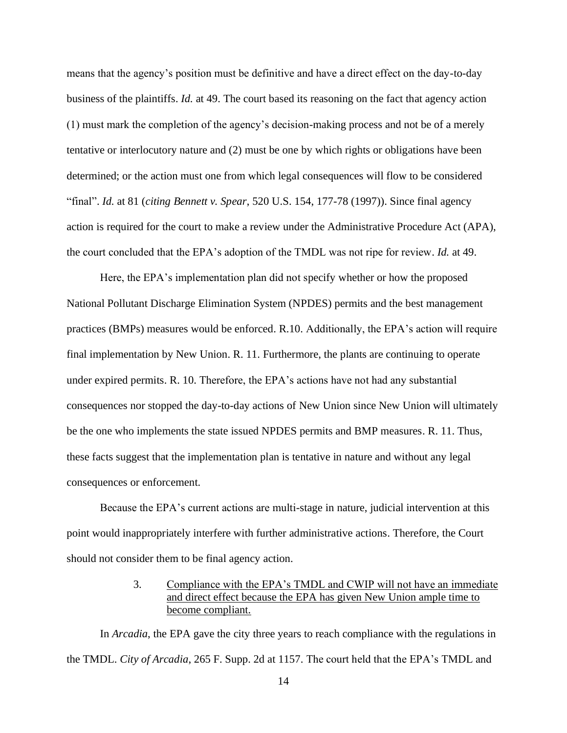means that the agency's position must be definitive and have a direct effect on the day-to-day business of the plaintiffs. *Id.* at 49. The court based its reasoning on the fact that agency action (1) must mark the completion of the agency's decision-making process and not be of a merely tentative or interlocutory nature and (2) must be one by which rights or obligations have been determined; or the action must one from which legal consequences will flow to be considered "final". *Id.* at 81 (*citing Bennett v. Spear*, 520 U.S. 154, 177-78 (1997)). Since final agency action is required for the court to make a review under the Administrative Procedure Act (APA), the court concluded that the EPA's adoption of the TMDL was not ripe for review. *Id.* at 49.

Here, the EPA's implementation plan did not specify whether or how the proposed National Pollutant Discharge Elimination System (NPDES) permits and the best management practices (BMPs) measures would be enforced. R.10. Additionally, the EPA's action will require final implementation by New Union. R. 11. Furthermore, the plants are continuing to operate under expired permits. R. 10. Therefore, the EPA's actions have not had any substantial consequences nor stopped the day-to-day actions of New Union since New Union will ultimately be the one who implements the state issued NPDES permits and BMP measures. R. 11. Thus, these facts suggest that the implementation plan is tentative in nature and without any legal consequences or enforcement.

Because the EPA's current actions are multi-stage in nature, judicial intervention at this point would inappropriately interfere with further administrative actions. Therefore, the Court should not consider them to be final agency action.

3. <u>Compliance with the EPA's TMDL and CWIP will not have an immediate and direct effect because the EPA has given New Union ample time to become compliant.</u>

In *Arcadia*, the EPA gave the city three years to reach compliance with the regulations in the TMDL. *City of Arcadia*, 265 F. Supp. 2d at 1157. The court held that the EPA's TMDL and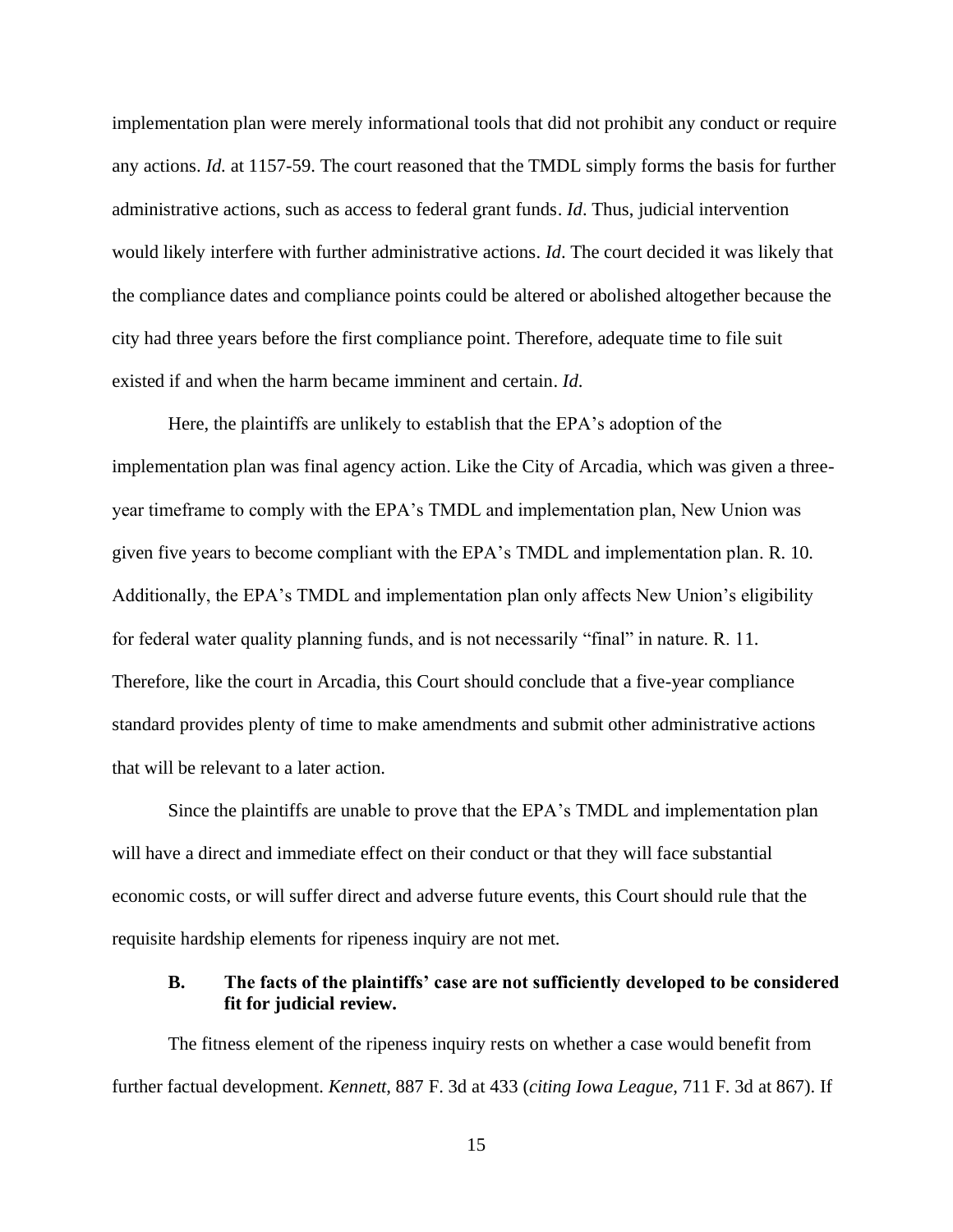implementation plan were merely informational tools that did not prohibit any conduct or require any actions. *Id.* at 1157-59. The court reasoned that the TMDL simply forms the basis for further administrative actions, such as access to federal grant funds. *Id*. Thus, judicial intervention would likely interfere with further administrative actions. *Id*. The court decided it was likely that the compliance dates and compliance points could be altered or abolished altogether because the city had three years before the first compliance point. Therefore, adequate time to file suit existed if and when the harm became imminent and certain. *Id*.

Here, the plaintiffs are unlikely to establish that the EPA's adoption of the implementation plan was final agency action. Like the City of Arcadia, which was given a three-year timeframe to comply with the EPA's TMDL and implementation plan, New Union was given five years to become compliant with the EPA's TMDL and implementation plan. R. 10. Additionally, the EPA's TMDL and implementation plan only affects New Union's eligibility for federal water quality planning funds, and is not necessarily "final" in nature. R. 11. Therefore, like the court in Arcadia, this Court should conclude that a five-year compliance standard provides plenty of time to make amendments and submit other administrative actions that will be relevant to a later action.

Since the plaintiffs are unable to prove that the EPA's TMDL and implementation plan will have a direct and immediate effect on their conduct or that they will face substantial economic costs, or will suffer direct and adverse future events, this Court should rule that the requisite hardship elements for ripeness inquiry are not met.

### B. The facts of the plaintiffs' case are not sufficiently developed to be considered fit for judicial review.

The fitness element of the ripeness inquiry rests on whether a case would benefit from further factual development. *Kennett*, 887 F. 3d at 433 (*citing Iowa League*, 711 F. 3d at 867). If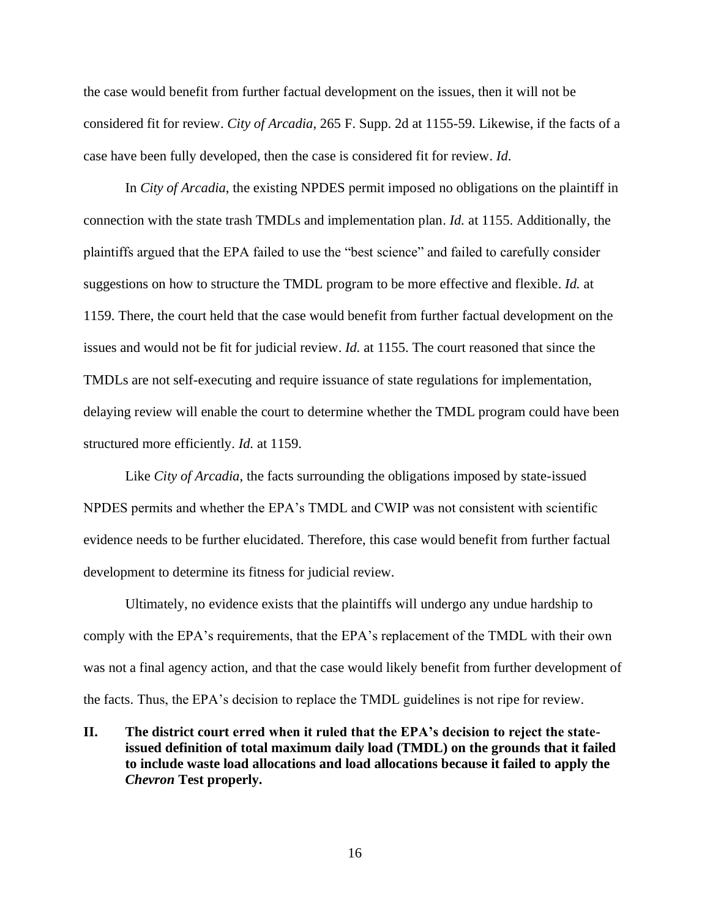the case would benefit from further factual development on the issues, then it will not be considered fit for review. *City of Arcadia*, 265 F. Supp. 2d at 1155-59. Likewise, if the facts of a case have been fully developed, then the case is considered fit for review. *Id*.

In *City of Arcadia*, the existing NPDES permit imposed no obligations on the plaintiff in connection with the state trash TMDLs and implementation plan. *Id.* at 1155. Additionally, the plaintiffs argued that the EPA failed to use the "best science" and failed to carefully consider suggestions on how to structure the TMDL program to be more effective and flexible. *Id.* at 1159. There, the court held that the case would benefit from further factual development on the issues and would not be fit for judicial review. *Id.* at 1155. The court reasoned that since the TMDLs are not self-executing and require issuance of state regulations for implementation, delaying review will enable the court to determine whether the TMDL program could have been structured more efficiently. *Id.* at 1159.

Like *City of Arcadia*, the facts surrounding the obligations imposed by state-issued NPDES permits and whether the EPA's TMDL and CWIP was not consistent with scientific evidence needs to be further elucidated. Therefore, this case would benefit from further factual development to determine its fitness for judicial review.

Ultimately, no evidence exists that the plaintiffs will undergo any undue hardship to comply with the EPA's requirements, that the EPA's replacement of the TMDL with their own was not a final agency action, and that the case would likely benefit from further development of the facts. Thus, the EPA's decision to replace the TMDL guidelines is not ripe for review.

## II. The district court erred when it ruled that the EPA's decision to reject the state-issued definition of total maximum daily load (TMDL) on the grounds that it failed to include waste load allocations and load allocations because it failed to apply the *Chevron* Test properly.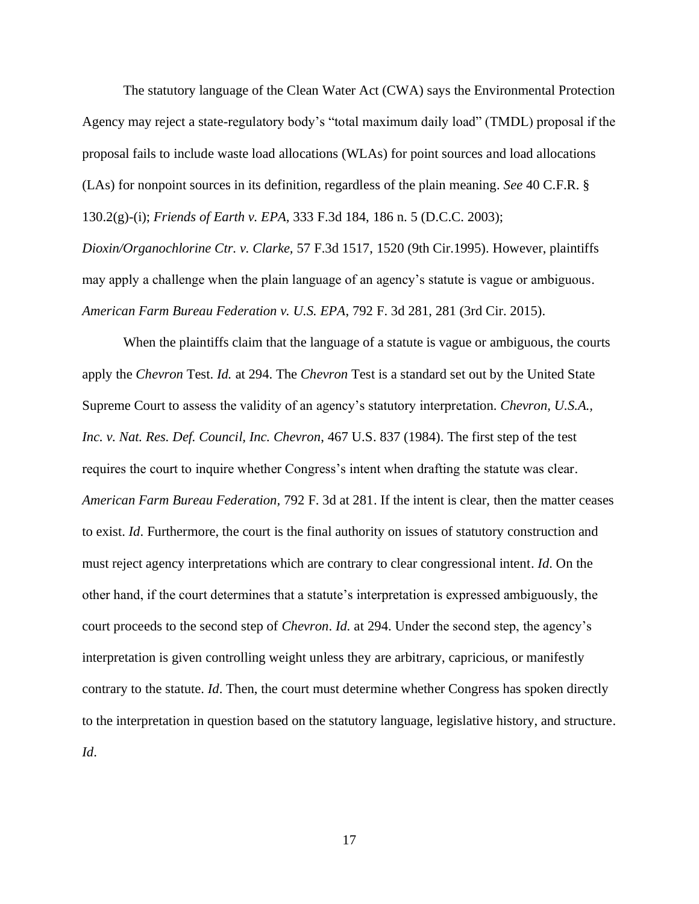The statutory language of the Clean Water Act (CWA) says the Environmental Protection Agency may reject a state-regulatory body's "total maximum daily load" (TMDL) proposal if the proposal fails to include waste load allocations (WLAs) for point sources and load allocations (LAs) for nonpoint sources in its definition, regardless of the plain meaning. *See* 40 C.F.R. § 130.2(g)-(i); *Friends of Earth v. EPA*, 333 F.3d 184, 186 n. 5 (D.C.C. 2003); *Dioxin/Organochlorine Ctr. v. Clarke,* 57 F.3d 1517, 1520 (9th Cir.1995). However, plaintiffs may apply a challenge when the plain language of an agency's statute is vague or ambiguous. *American Farm Bureau Federation v. U.S. EPA*, 792 F. 3d 281, 281 (3rd Cir. 2015).

When the plaintiffs claim that the language of a statute is vague or ambiguous, the courts apply the *Chevron* Test. *Id.* at 294. The *Chevron* Test is a standard set out by the United State Supreme Court to assess the validity of an agency's statutory interpretation. *Chevron, U.S.A., Inc. v. Nat. Res. Def. Council, Inc. Chevron*, 467 U.S. 837 (1984). The first step of the test requires the court to inquire whether Congress's intent when drafting the statute was clear. *American Farm Bureau Federation,* 792 F. 3d at 281. If the intent is clear, then the matter ceases to exist. *Id*. Furthermore, the court is the final authority on issues of statutory construction and must reject agency interpretations which are contrary to clear congressional intent. *Id*. On the other hand, if the court determines that a statute's interpretation is expressed ambiguously, the court proceeds to the second step of *Chevron*. *Id.* at 294. Under the second step, the agency's interpretation is given controlling weight unless they are arbitrary, capricious, or manifestly contrary to the statute. *Id*. Then, the court must determine whether Congress has spoken directly to the interpretation in question based on the statutory language, legislative history, and structure. *Id*.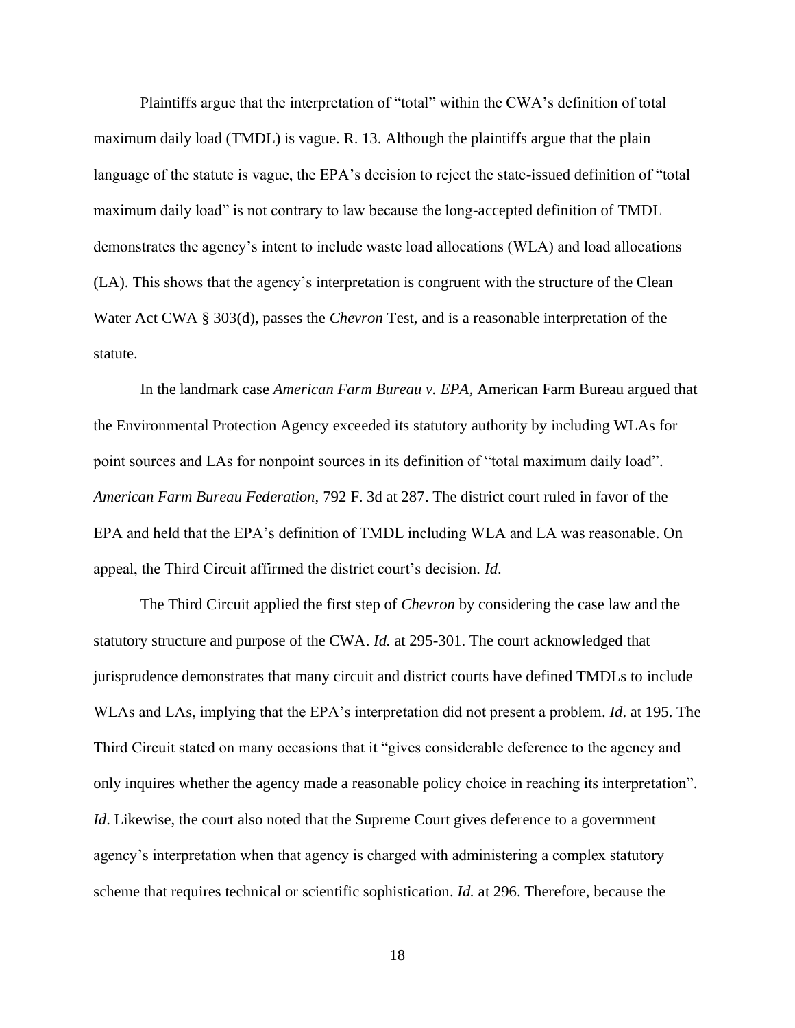Plaintiffs argue that the interpretation of "total" within the CWA's definition of total maximum daily load (TMDL) is vague. R. 13. Although the plaintiffs argue that the plain language of the statute is vague, the EPA's decision to reject the state-issued definition of "total maximum daily load" is not contrary to law because the long-accepted definition of TMDL demonstrates the agency's intent to include waste load allocations (WLA) and load allocations (LA). This shows that the agency's interpretation is congruent with the structure of the Clean Water Act CWA § 303(d), passes the *Chevron* Test, and is a reasonable interpretation of the statute.

In the landmark case *American Farm Bureau v. EPA*, American Farm Bureau argued that the Environmental Protection Agency exceeded its statutory authority by including WLAs for point sources and LAs for nonpoint sources in its definition of "total maximum daily load". *American Farm Bureau Federation*, 792 F. 3d at 287. The district court ruled in favor of the EPA and held that the EPA's definition of TMDL including WLA and LA was reasonable. On appeal, the Third Circuit affirmed the district court's decision. *Id.*

The Third Circuit applied the first step of *Chevron* by considering the case law and the statutory structure and purpose of the CWA. *Id.* at 295-301. The court acknowledged that jurisprudence demonstrates that many circuit and district courts have defined TMDLs to include WLAs and LAs, implying that the EPA's interpretation did not present a problem. *Id*. at 195. The Third Circuit stated on many occasions that it "gives considerable deference to the agency and only inquires whether the agency made a reasonable policy choice in reaching its interpretation". *Id*. Likewise, the court also noted that the Supreme Court gives deference to a government agency's interpretation when that agency is charged with administering a complex statutory scheme that requires technical or scientific sophistication. *Id.* at 296. Therefore, because the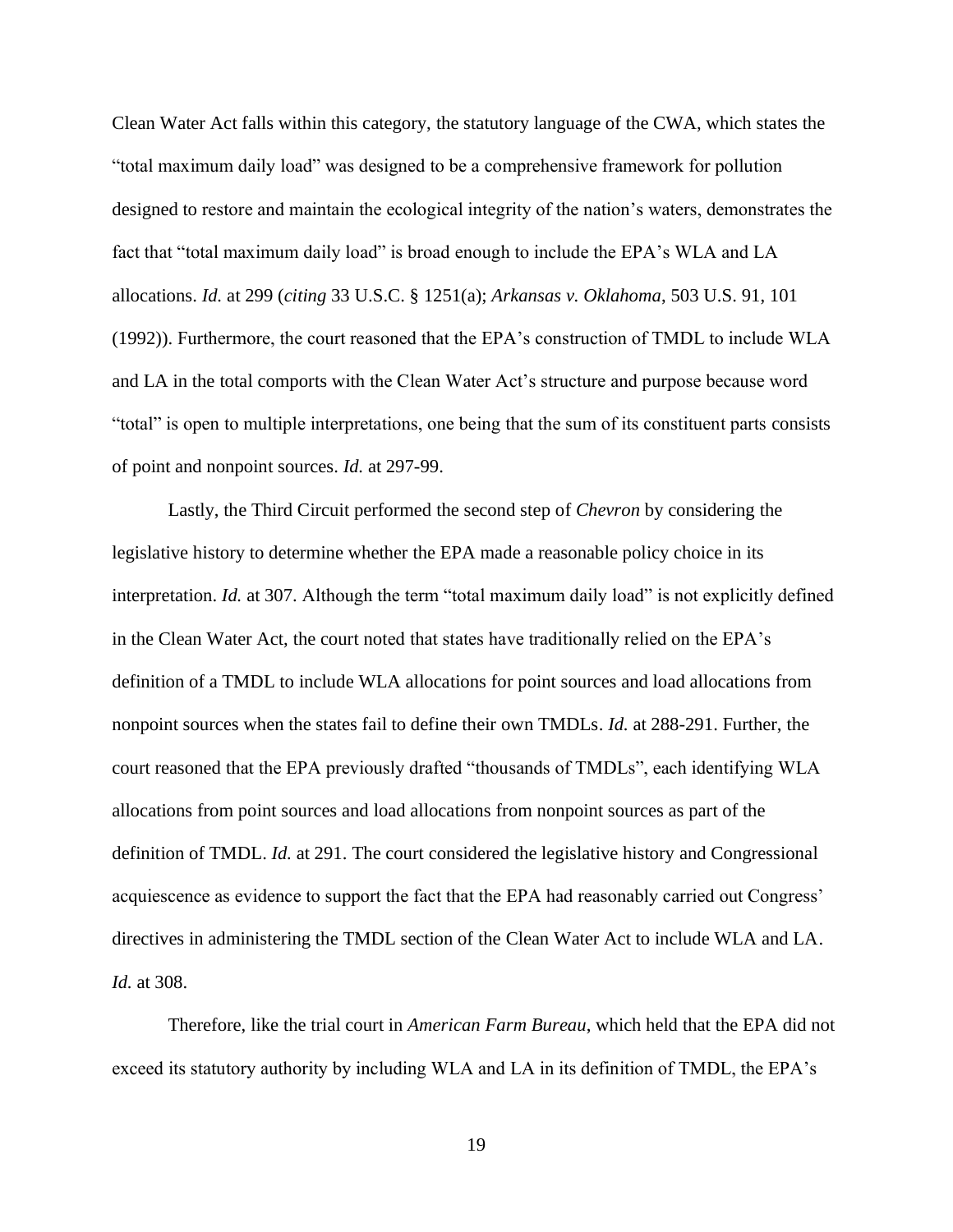Clean Water Act falls within this category, the statutory language of the CWA, which states the "total maximum daily load" was designed to be a comprehensive framework for pollution designed to restore and maintain the ecological integrity of the nation's waters, demonstrates the fact that "total maximum daily load" is broad enough to include the EPA's WLA and LA allocations. *Id.* at 299 (*citing* 33 U.S.C. § 1251(a); *Arkansas v. Oklahoma*, 503 U.S. 91, 101 (1992)). Furthermore, the court reasoned that the EPA's construction of TMDL to include WLA and LA in the total comports with the Clean Water Act's structure and purpose because word "total" is open to multiple interpretations, one being that the sum of its constituent parts consists of point and nonpoint sources. *Id.* at 297-99.

Lastly, the Third Circuit performed the second step of *Chevron* by considering the legislative history to determine whether the EPA made a reasonable policy choice in its interpretation. *Id.* at 307. Although the term "total maximum daily load" is not explicitly defined in the Clean Water Act, the court noted that states have traditionally relied on the EPA's definition of a TMDL to include WLA allocations for point sources and load allocations from nonpoint sources when the states fail to define their own TMDLs. *Id.* at 288-291. Further, the court reasoned that the EPA previously drafted "thousands of TMDLs", each identifying WLA allocations from point sources and load allocations from nonpoint sources as part of the definition of TMDL. *Id.* at 291. The court considered the legislative history and Congressional acquiescence as evidence to support the fact that the EPA had reasonably carried out Congress' directives in administering the TMDL section of the Clean Water Act to include WLA and LA. *Id.* at 308.

Therefore, like the trial court in *American Farm Bureau*, which held that the EPA did not exceed its statutory authority by including WLA and LA in its definition of TMDL, the EPA's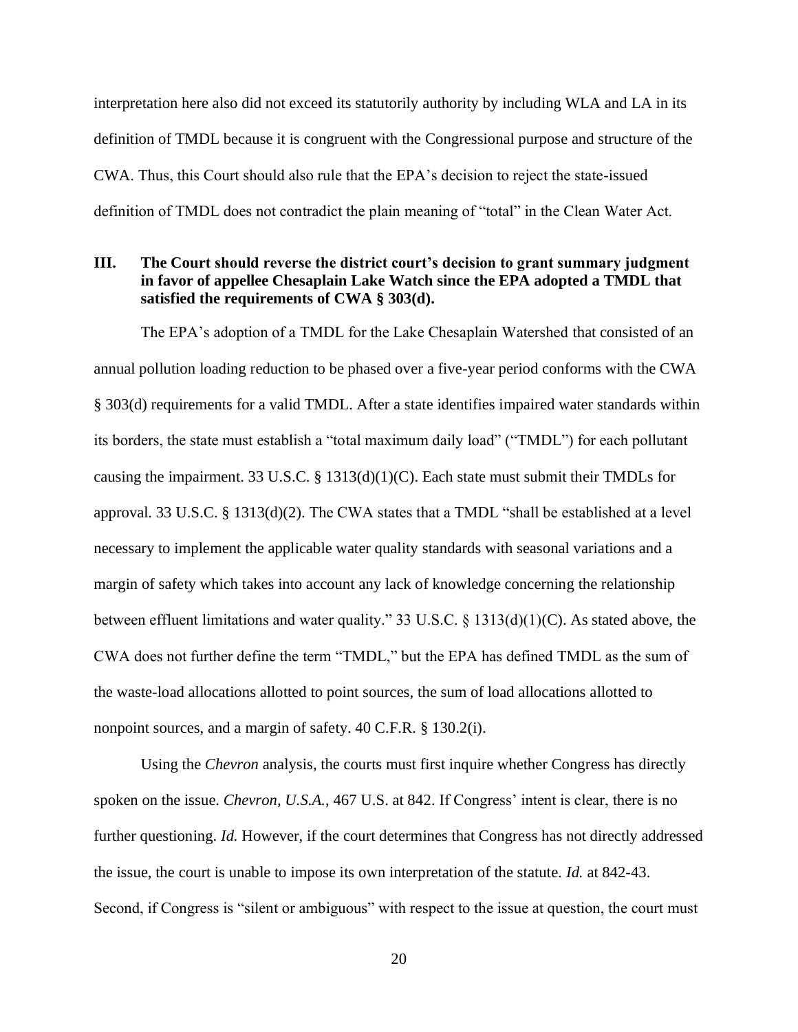interpretation here also did not exceed its statutorily authority by including WLA and LA in its definition of TMDL because it is congruent with the Congressional purpose and structure of the CWA. Thus, this Court should also rule that the EPA's decision to reject the state-issued definition of TMDL does not contradict the plain meaning of "total" in the Clean Water Act.

## III. The Court should reverse the district court's decision to grant summary judgment in favor of appellee Chesaplain Lake Watch since the EPA adopted a TMDL that satisfied the requirements of CWA § 303(d).

The EPA's adoption of a TMDL for the Lake Chesaplain Watershed that consisted of an annual pollution loading reduction to be phased over a five-year period conforms with the CWA § 303(d) requirements for a valid TMDL. After a state identifies impaired water standards within its borders, the state must establish a "total maximum daily load" ("TMDL") for each pollutant causing the impairment. 33 U.S.C. § 1313(d)(1)(C). Each state must submit their TMDLs for approval. 33 U.S.C. § 1313(d)(2). The CWA states that a TMDL "shall be established at a level necessary to implement the applicable water quality standards with seasonal variations and a margin of safety which takes into account any lack of knowledge concerning the relationship between effluent limitations and water quality." 33 U.S.C. § 1313(d)(1)(C). As stated above, the CWA does not further define the term "TMDL," but the EPA has defined TMDL as the sum of the waste-load allocations allotted to point sources, the sum of load allocations allotted to nonpoint sources, and a margin of safety. 40 C.F.R. § 130.2(i).

Using the *Chevron* analysis, the courts must first inquire whether Congress has directly spoken on the issue. *Chevron, U.S.A.*, 467 U.S. at 842. If Congress' intent is clear, there is no further questioning. *Id.* However, if the court determines that Congress has not directly addressed the issue, the court is unable to impose its own interpretation of the statute. *Id.* at 842-43. Second, if Congress is "silent or ambiguous" with respect to the issue at question, the court must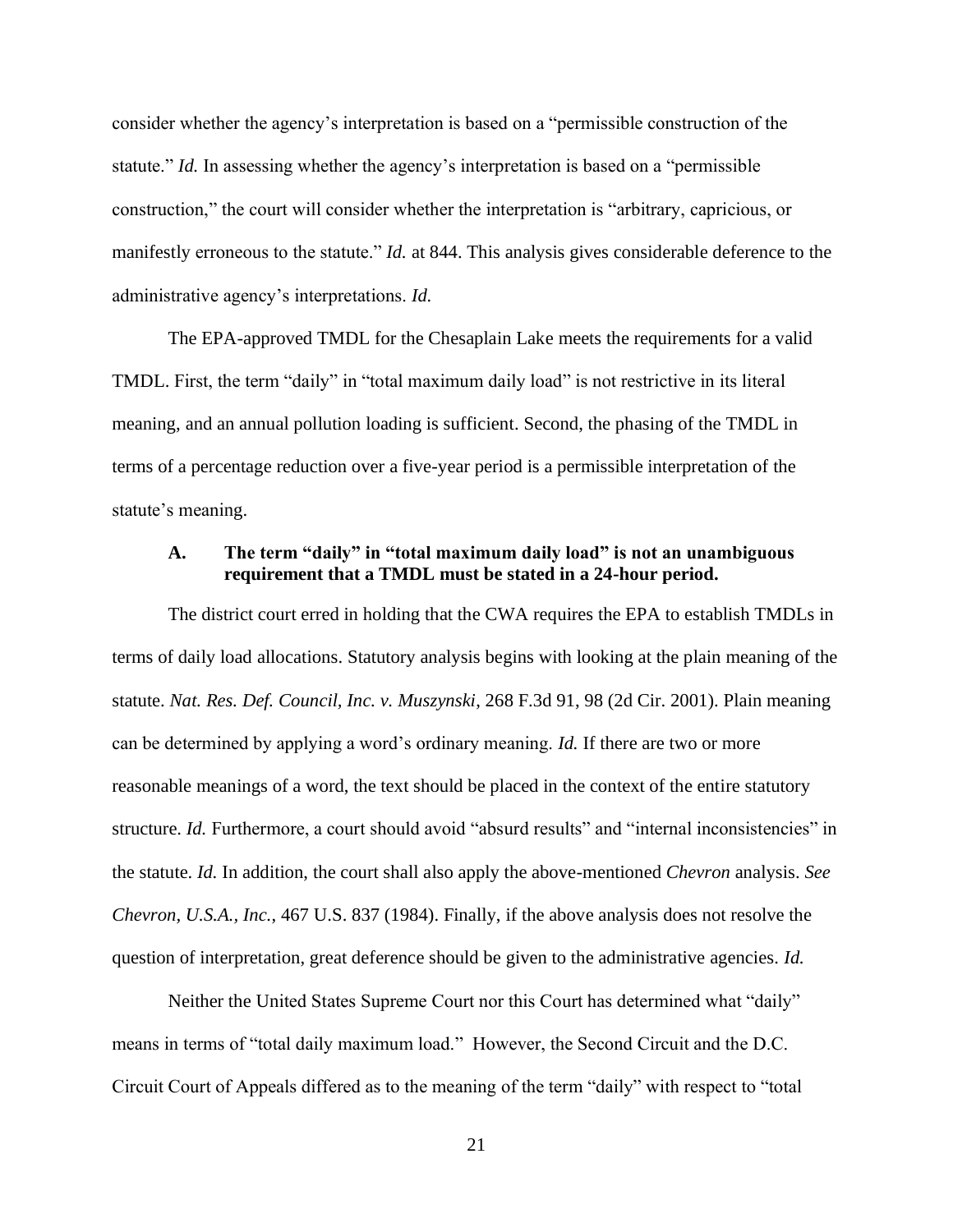consider whether the agency's interpretation is based on a "permissible construction of the statute." *Id.* In assessing whether the agency's interpretation is based on a "permissible construction," the court will consider whether the interpretation is "arbitrary, capricious, or manifestly erroneous to the statute." *Id.* at 844. This analysis gives considerable deference to the administrative agency's interpretations. *Id.*

The EPA-approved TMDL for the Chesaplain Lake meets the requirements for a valid TMDL. First, the term "daily" in "total maximum daily load" is not restrictive in its literal meaning, and an annual pollution loading is sufficient. Second, the phasing of the TMDL in terms of a percentage reduction over a five-year period is a permissible interpretation of the statute's meaning.

### A. The term "daily" in "total maximum daily load" is not an unambiguous requirement that a TMDL must be stated in a 24-hour period.

The district court erred in holding that the CWA requires the EPA to establish TMDLs in terms of daily load allocations. Statutory analysis begins with looking at the plain meaning of the statute. *Nat. Res. Def. Council, Inc. v. Muszynski*, 268 F.3d 91, 98 (2d Cir. 2001). Plain meaning can be determined by applying a word's ordinary meaning. *Id.* If there are two or more reasonable meanings of a word, the text should be placed in the context of the entire statutory structure. *Id.* Furthermore, a court should avoid "absurd results" and "internal inconsistencies" in the statute. *Id.* In addition, the court shall also apply the above-mentioned *Chevron* analysis. *See Chevron, U.S.A., Inc.*, 467 U.S. 837 (1984). Finally, if the above analysis does not resolve the question of interpretation, great deference should be given to the administrative agencies. *Id.*

Neither the United States Supreme Court nor this Court has determined what "daily" means in terms of "total daily maximum load." However, the Second Circuit and the D.C. Circuit Court of Appeals differed as to the meaning of the term "daily" with respect to "total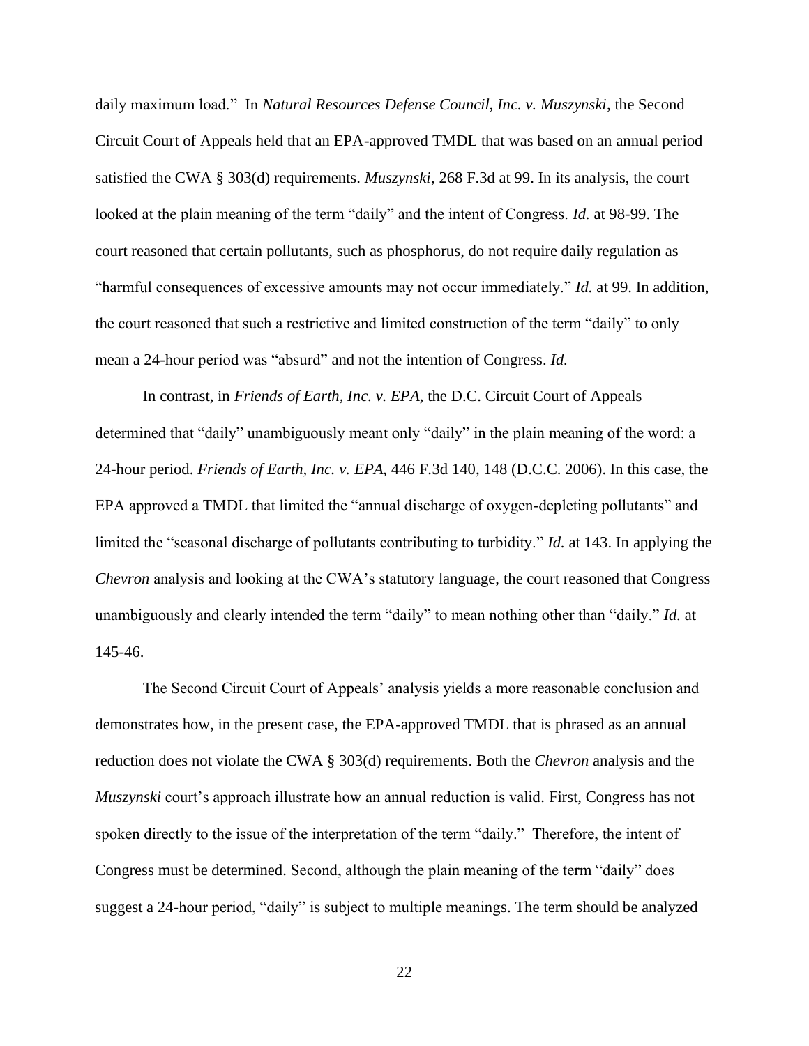daily maximum load." In *Natural Resources Defense Council, Inc. v. Muszynski*, the Second Circuit Court of Appeals held that an EPA-approved TMDL that was based on an annual period satisfied the CWA § 303(d) requirements. *Muszynski*, 268 F.3d at 99. In its analysis, the court looked at the plain meaning of the term "daily" and the intent of Congress. *Id.* at 98-99. The court reasoned that certain pollutants, such as phosphorus, do not require daily regulation as "harmful consequences of excessive amounts may not occur immediately." *Id.* at 99. In addition, the court reasoned that such a restrictive and limited construction of the term "daily" to only mean a 24-hour period was "absurd" and not the intention of Congress. *Id.*

In contrast, in *Friends of Earth, Inc. v. EPA,* the D.C. Circuit Court of Appeals determined that "daily" unambiguously meant only "daily" in the plain meaning of the word: a 24-hour period. *Friends of Earth, Inc. v. EPA*, 446 F.3d 140, 148 (D.C.C. 2006). In this case, the EPA approved a TMDL that limited the "annual discharge of oxygen-depleting pollutants" and limited the "seasonal discharge of pollutants contributing to turbidity." *Id.* at 143. In applying the *Chevron* analysis and looking at the CWA's statutory language, the court reasoned that Congress unambiguously and clearly intended the term "daily" to mean nothing other than "daily." *Id.* at 145-46.

The Second Circuit Court of Appeals' analysis yields a more reasonable conclusion and demonstrates how, in the present case, the EPA-approved TMDL that is phrased as an annual reduction does not violate the CWA § 303(d) requirements. Both the *Chevron* analysis and the *Muszynski* court's approach illustrate how an annual reduction is valid. First, Congress has not spoken directly to the issue of the interpretation of the term "daily." Therefore, the intent of Congress must be determined. Second, although the plain meaning of the term "daily" does suggest a 24-hour period, "daily" is subject to multiple meanings. The term should be analyzed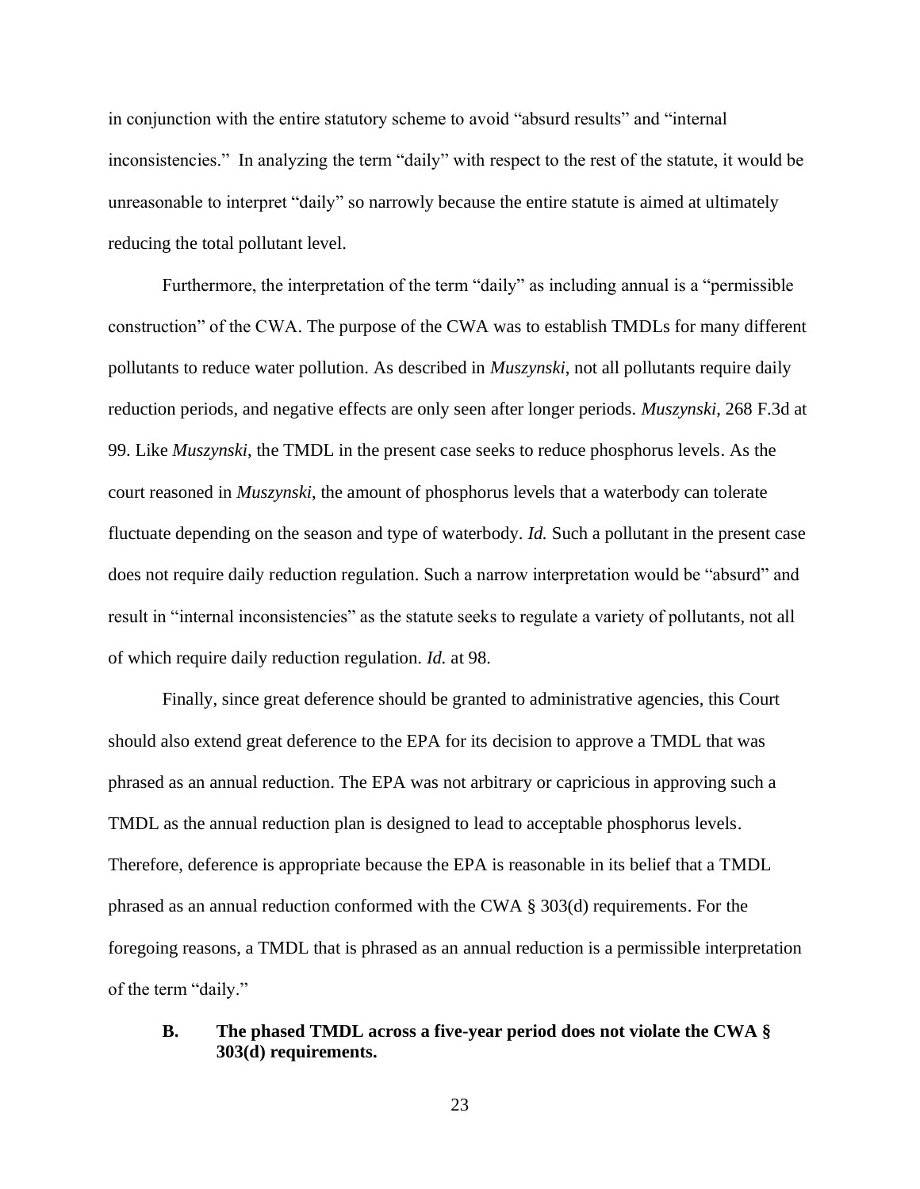in conjunction with the entire statutory scheme to avoid "absurd results" and "internal inconsistencies." In analyzing the term "daily" with respect to the rest of the statute, it would be unreasonable to interpret "daily" so narrowly because the entire statute is aimed at ultimately reducing the total pollutant level.

Furthermore, the interpretation of the term "daily" as including annual is a "permissible construction" of the CWA. The purpose of the CWA was to establish TMDLs for many different pollutants to reduce water pollution. As described in *Muszynski*, not all pollutants require daily reduction periods, and negative effects are only seen after longer periods. *Muszynski*, 268 F.3d at 99. Like *Muszynski*, the TMDL in the present case seeks to reduce phosphorus levels. As the court reasoned in *Muszynski*, the amount of phosphorus levels that a waterbody can tolerate fluctuate depending on the season and type of waterbody. *Id.* Such a pollutant in the present case does not require daily reduction regulation. Such a narrow interpretation would be "absurd" and result in "internal inconsistencies" as the statute seeks to regulate a variety of pollutants, not all of which require daily reduction regulation. *Id.* at 98.

Finally, since great deference should be granted to administrative agencies, this Court should also extend great deference to the EPA for its decision to approve a TMDL that was phrased as an annual reduction. The EPA was not arbitrary or capricious in approving such a TMDL as the annual reduction plan is designed to lead to acceptable phosphorus levels. Therefore, deference is appropriate because the EPA is reasonable in its belief that a TMDL phrased as an annual reduction conformed with the CWA § 303(d) requirements. For the foregoing reasons, a TMDL that is phrased as an annual reduction is a permissible interpretation of the term "daily."

### B. The phased TMDL across a five-year period does not violate the CWA § 303(d) requirements.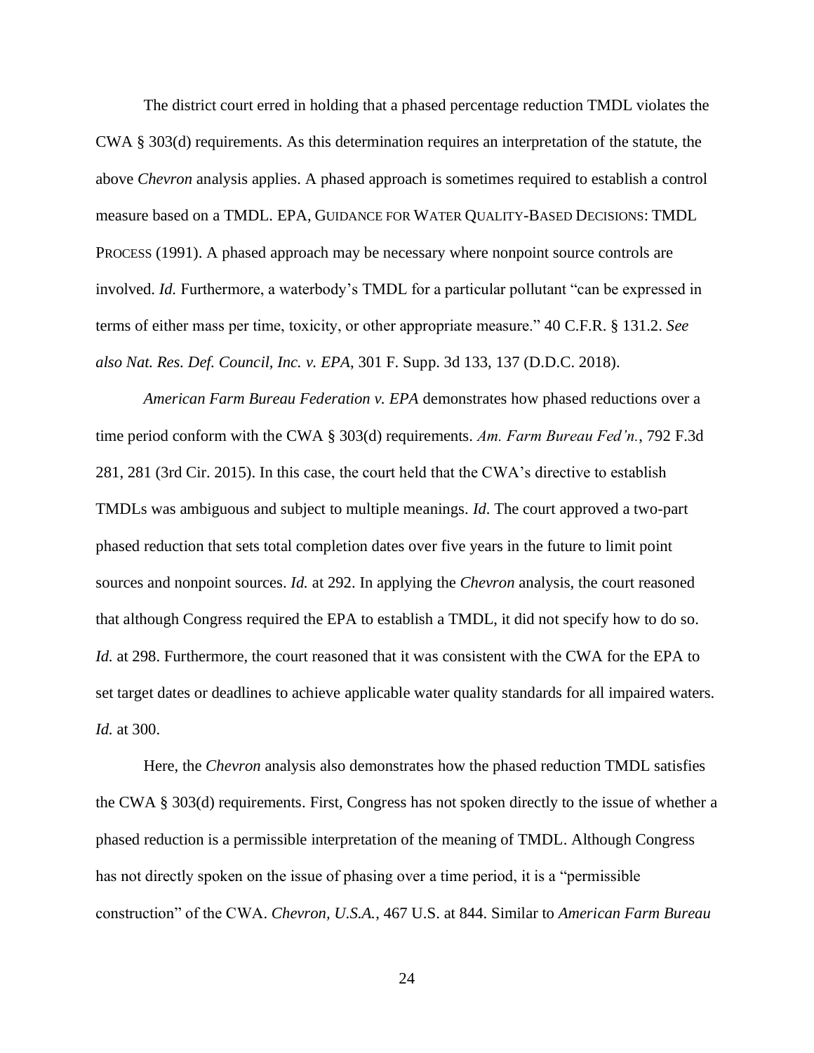The district court erred in holding that a phased percentage reduction TMDL violates the CWA § 303(d) requirements. As this determination requires an interpretation of the statute, the above *Chevron* analysis applies. A phased approach is sometimes required to establish a control measure based on a TMDL. EPA, GUIDANCE FOR WATER QUALITY-BASED DECISIONS: TMDL PROCESS (1991). A phased approach may be necessary where nonpoint source controls are involved. *Id.* Furthermore, a waterbody's TMDL for a particular pollutant "can be expressed in terms of either mass per time, toxicity, or other appropriate measure." 40 C.F.R. § 131.2. *See also Nat. Res. Def. Council, Inc. v. EPA*, 301 F. Supp. 3d 133, 137 (D.D.C. 2018).

*American Farm Bureau Federation v. EPA* demonstrates how phased reductions over a time period conform with the CWA § 303(d) requirements. *Am. Farm Bureau Fed'n.*, 792 F.3d 281, 281 (3rd Cir. 2015). In this case, the court held that the CWA's directive to establish TMDLs was ambiguous and subject to multiple meanings. *Id*. The court approved a two-part phased reduction that sets total completion dates over five years in the future to limit point sources and nonpoint sources. *Id.* at 292. In applying the *Chevron* analysis, the court reasoned that although Congress required the EPA to establish a TMDL, it did not specify how to do so. *Id.* at 298. Furthermore, the court reasoned that it was consistent with the CWA for the EPA to set target dates or deadlines to achieve applicable water quality standards for all impaired waters. *Id.* at 300.

Here, the *Chevron* analysis also demonstrates how the phased reduction TMDL satisfies the CWA § 303(d) requirements. First, Congress has not spoken directly to the issue of whether a phased reduction is a permissible interpretation of the meaning of TMDL. Although Congress has not directly spoken on the issue of phasing over a time period, it is a "permissible construction" of the CWA. *Chevron, U.S.A.*, 467 U.S. at 844. Similar to *American Farm Bureau*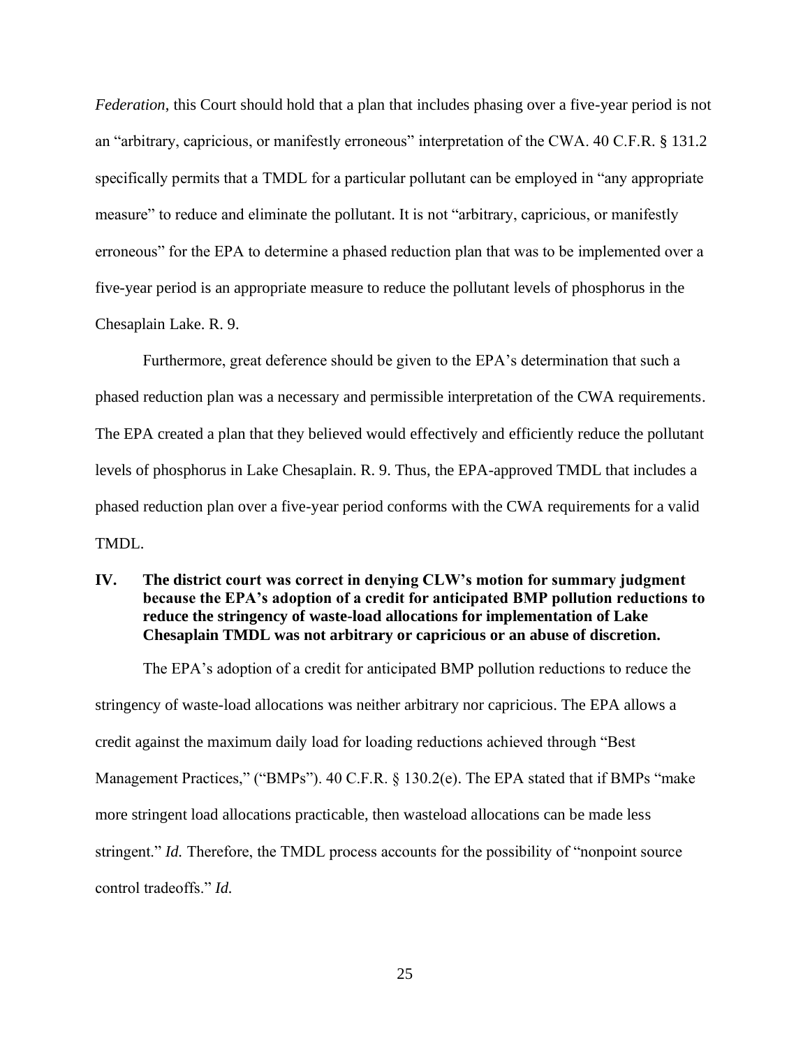*Federation*, this Court should hold that a plan that includes phasing over a five-year period is not an "arbitrary, capricious, or manifestly erroneous" interpretation of the CWA. 40 C.F.R. § 131.2 specifically permits that a TMDL for a particular pollutant can be employed in "any appropriate measure" to reduce and eliminate the pollutant. It is not "arbitrary, capricious, or manifestly erroneous" for the EPA to determine a phased reduction plan that was to be implemented over a five-year period is an appropriate measure to reduce the pollutant levels of phosphorus in the Chesaplain Lake. R. 9.

Furthermore, great deference should be given to the EPA's determination that such a phased reduction plan was a necessary and permissible interpretation of the CWA requirements. The EPA created a plan that they believed would effectively and efficiently reduce the pollutant levels of phosphorus in Lake Chesaplain. R. 9. Thus, the EPA-approved TMDL that includes a phased reduction plan over a five-year period conforms with the CWA requirements for a valid TMDL.

## IV. The district court was correct in denying CLW's motion for summary judgment because the EPA's adoption of a credit for anticipated BMP pollution reductions to reduce the stringency of waste-load allocations for implementation of Lake Chesaplain TMDL was not arbitrary or capricious or an abuse of discretion.

The EPA's adoption of a credit for anticipated BMP pollution reductions to reduce the stringency of waste-load allocations was neither arbitrary nor capricious. The EPA allows a credit against the maximum daily load for loading reductions achieved through "Best Management Practices," ("BMPs"). 40 C.F.R. § 130.2(e). The EPA stated that if BMPs "make more stringent load allocations practicable, then wasteload allocations can be made less stringent." *Id.* Therefore, the TMDL process accounts for the possibility of "nonpoint source control tradeoffs." *Id.*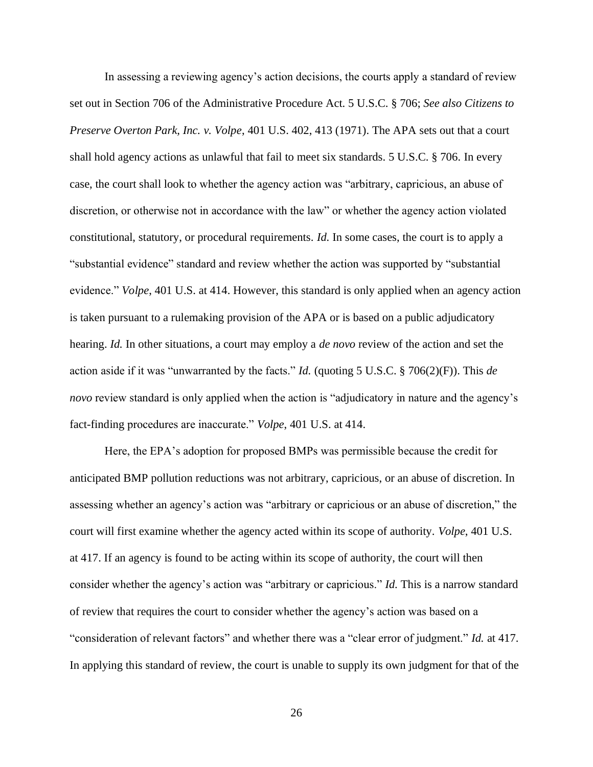In assessing a reviewing agency's action decisions, the courts apply a standard of review set out in Section 706 of the Administrative Procedure Act. 5 U.S.C. § 706; *See also Citizens to Preserve Overton Park, Inc. v. Volpe*, 401 U.S. 402, 413 (1971). The APA sets out that a court shall hold agency actions as unlawful that fail to meet six standards. 5 U.S.C. § 706. In every case, the court shall look to whether the agency action was "arbitrary, capricious, an abuse of discretion, or otherwise not in accordance with the law" or whether the agency action violated constitutional, statutory, or procedural requirements. *Id.* In some cases, the court is to apply a "substantial evidence" standard and review whether the action was supported by "substantial evidence." *Volpe*, 401 U.S. at 414. However, this standard is only applied when an agency action is taken pursuant to a rulemaking provision of the APA or is based on a public adjudicatory hearing. *Id.* In other situations, a court may employ a *de novo* review of the action and set the action aside if it was "unwarranted by the facts." *Id.* (quoting 5 U.S.C. § 706(2)(F)). This *de novo* review standard is only applied when the action is "adjudicatory in nature and the agency's fact-finding procedures are inaccurate." *Volpe*, 401 U.S. at 414.

Here, the EPA's adoption for proposed BMPs was permissible because the credit for anticipated BMP pollution reductions was not arbitrary, capricious, or an abuse of discretion. In assessing whether an agency's action was "arbitrary or capricious or an abuse of discretion," the court will first examine whether the agency acted within its scope of authority. *Volpe*, 401 U.S. at 417. If an agency is found to be acting within its scope of authority, the court will then consider whether the agency's action was "arbitrary or capricious." *Id.* This is a narrow standard of review that requires the court to consider whether the agency's action was based on a "consideration of relevant factors" and whether there was a "clear error of judgment." *Id.* at 417. In applying this standard of review, the court is unable to supply its own judgment for that of the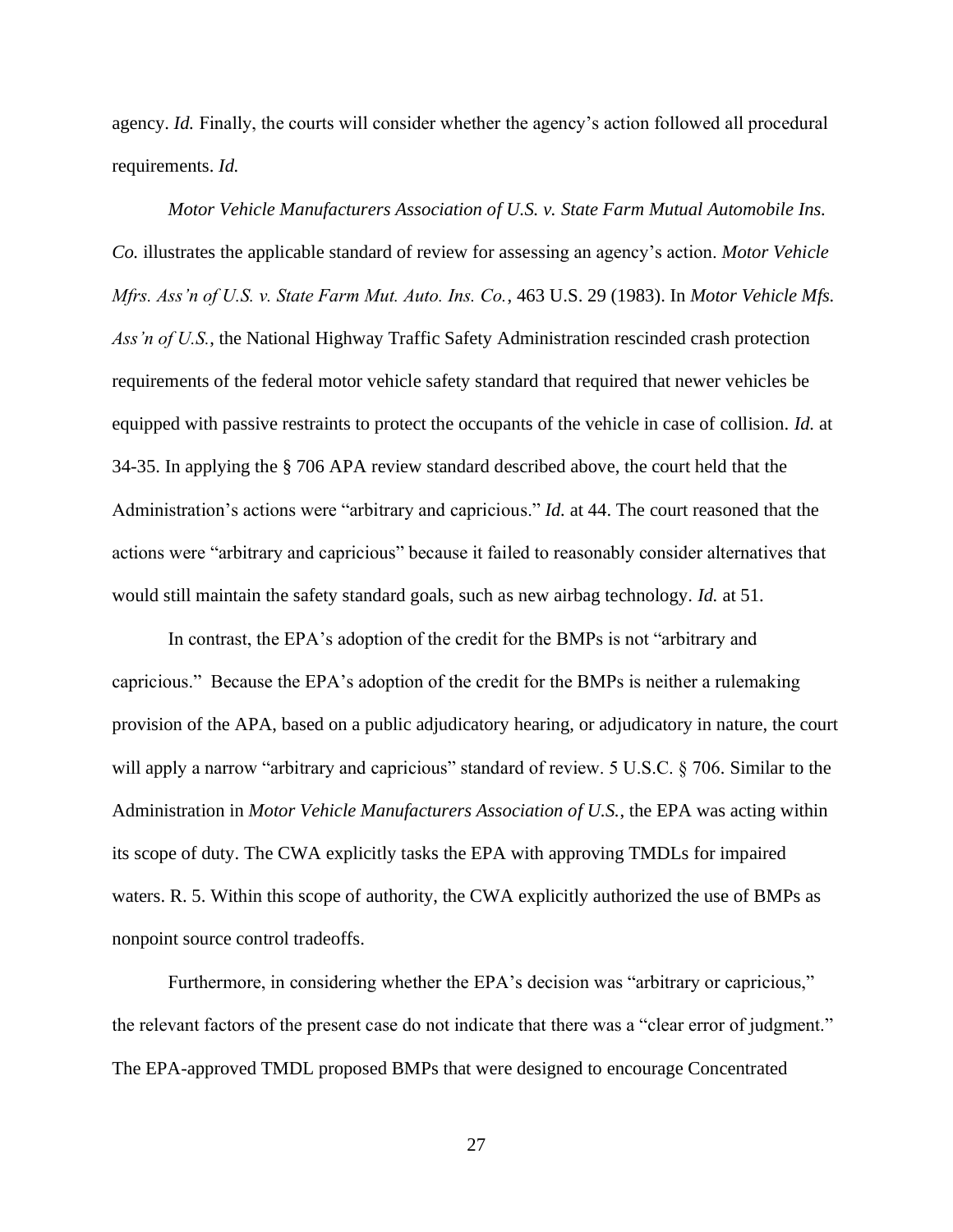agency. *Id.* Finally, the courts will consider whether the agency's action followed all procedural requirements. *Id.*

*Motor Vehicle Manufacturers Association of U.S. v. State Farm Mutual Automobile Ins. Co.* illustrates the applicable standard of review for assessing an agency's action. *Motor Vehicle Mfrs. Ass'n of U.S. v. State Farm Mut. Auto. Ins. Co.*, 463 U.S. 29 (1983). In *Motor Vehicle Mfs. Ass'n of U.S.*, the National Highway Traffic Safety Administration rescinded crash protection requirements of the federal motor vehicle safety standard that required that newer vehicles be equipped with passive restraints to protect the occupants of the vehicle in case of collision. *Id.* at 34-35. In applying the § 706 APA review standard described above, the court held that the Administration's actions were "arbitrary and capricious." *Id.* at 44. The court reasoned that the actions were "arbitrary and capricious" because it failed to reasonably consider alternatives that would still maintain the safety standard goals, such as new airbag technology. *Id.* at 51.

In contrast, the EPA's adoption of the credit for the BMPs is not "arbitrary and capricious." Because the EPA's adoption of the credit for the BMPs is neither a rulemaking provision of the APA, based on a public adjudicatory hearing, or adjudicatory in nature, the court will apply a narrow "arbitrary and capricious" standard of review. 5 U.S.C. § 706. Similar to the Administration in *Motor Vehicle Manufacturers Association of U.S.*, the EPA was acting within its scope of duty. The CWA explicitly tasks the EPA with approving TMDLs for impaired waters. R. 5. Within this scope of authority, the CWA explicitly authorized the use of BMPs as nonpoint source control tradeoffs.

Furthermore, in considering whether the EPA's decision was "arbitrary or capricious," the relevant factors of the present case do not indicate that there was a "clear error of judgment." The EPA-approved TMDL proposed BMPs that were designed to encourage Concentrated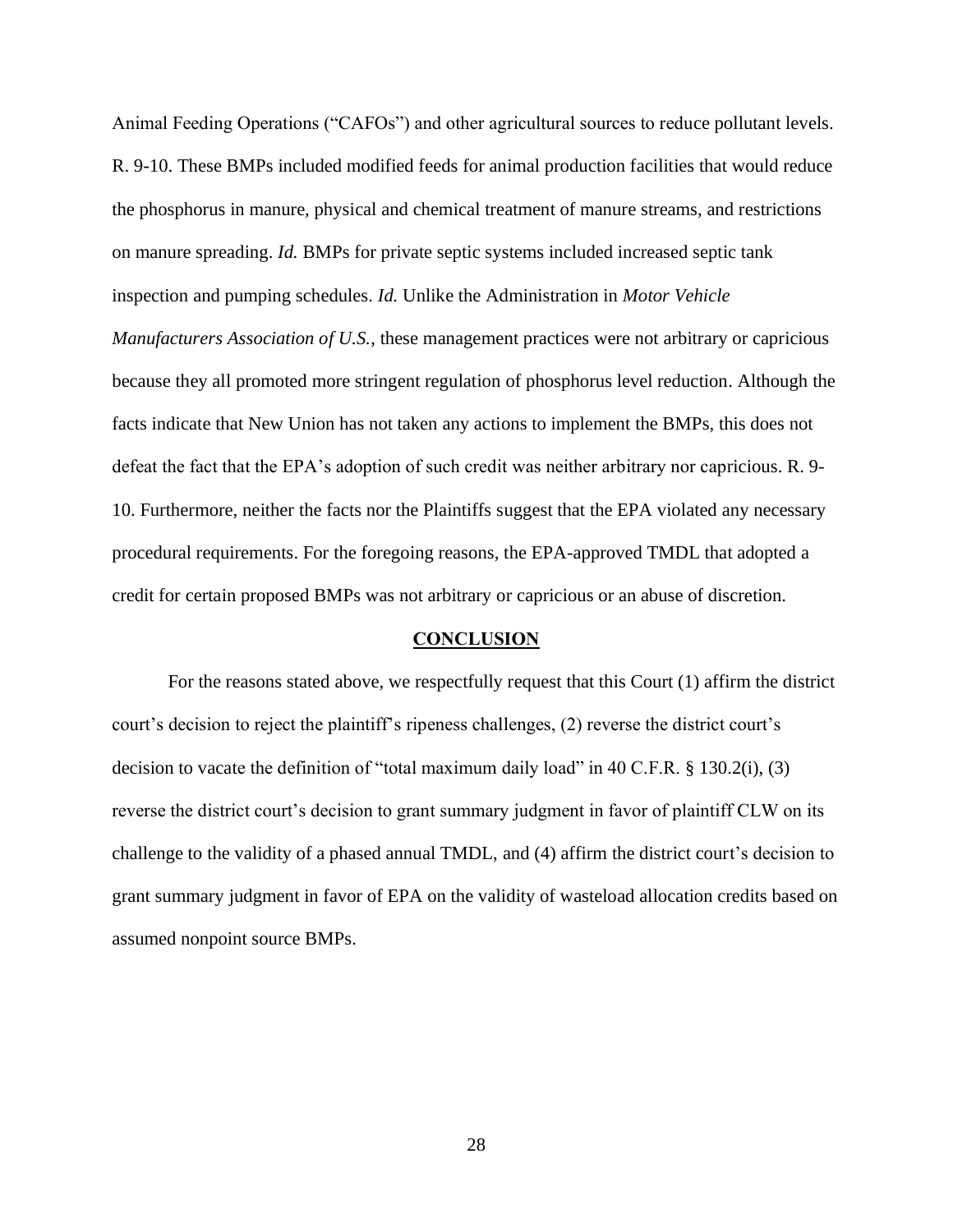Animal Feeding Operations ("CAFOs") and other agricultural sources to reduce pollutant levels. R. 9-10. These BMPs included modified feeds for animal production facilities that would reduce the phosphorus in manure, physical and chemical treatment of manure streams, and restrictions on manure spreading. *Id.* BMPs for private septic systems included increased septic tank inspection and pumping schedules. *Id.* Unlike the Administration in *Motor Vehicle Manufacturers Association of U.S.*, these management practices were not arbitrary or capricious because they all promoted more stringent regulation of phosphorus level reduction. Although the facts indicate that New Union has not taken any actions to implement the BMPs, this does not defeat the fact that the EPA's adoption of such credit was neither arbitrary nor capricious. R. 9-10. Furthermore, neither the facts nor the Plaintiffs suggest that the EPA violated any necessary procedural requirements. For the foregoing reasons, the EPA-approved TMDL that adopted a credit for certain proposed BMPs was not arbitrary or capricious or an abuse of discretion.

## CONCLUSION

For the reasons stated above, we respectfully request that this Court (1) affirm the district court's decision to reject the plaintiff's ripeness challenges, (2) reverse the district court's decision to vacate the definition of "total maximum daily load" in 40 C.F.R. § 130.2(i), (3) reverse the district court's decision to grant summary judgment in favor of plaintiff CLW on its challenge to the validity of a phased annual TMDL, and (4) affirm the district court's decision to grant summary judgment in favor of EPA on the validity of wasteload allocation credits based on assumed nonpoint source BMPs.